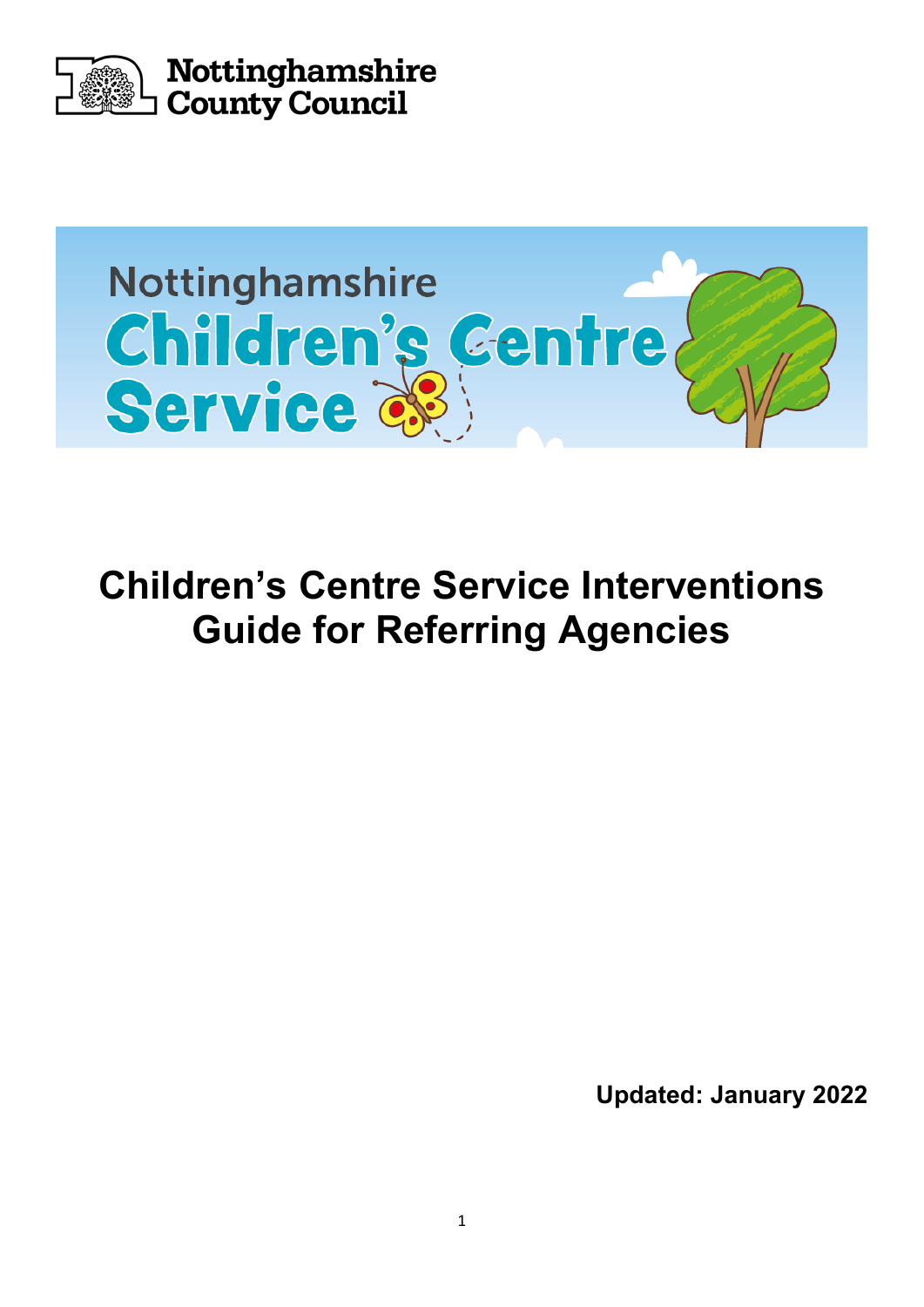Nottinghamshire County Council

Nottinghamshire Children's Centre Service

# Children's Centre Service Interventions Guide for Referring Agencies

**Updated: January 2022**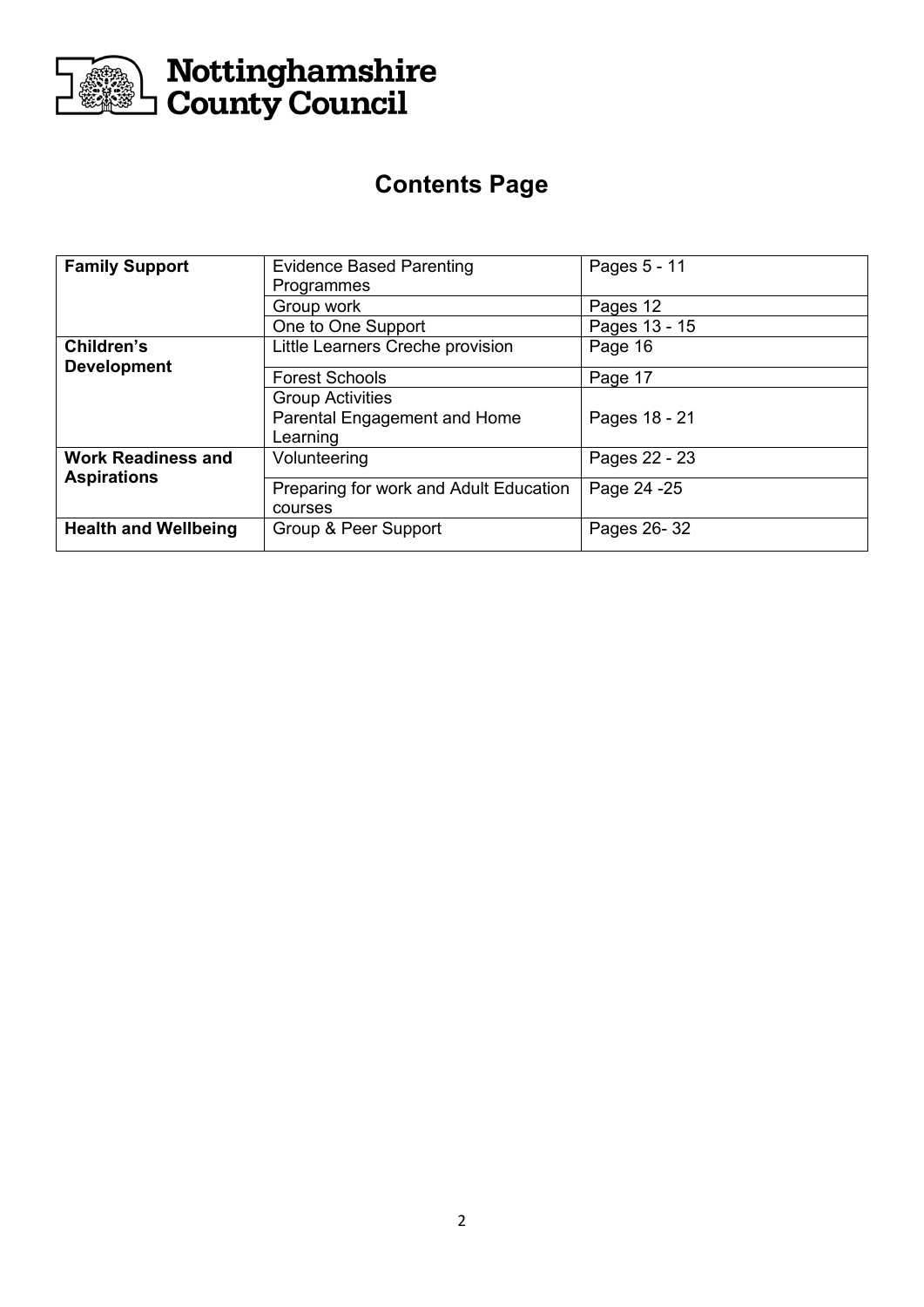Nottinghamshire County Council

# Contents Page

| | | |
|---|---|---|
| **Family Support** | Evidence Based Parenting Programmes | Pages 5 - 11 |
| | Group work | Pages 12 |
| | One to One Support | Pages 13 - 15 |
| **Children's Development** | Little Learners Creche provision | Page 16 |
| | Forest Schools | Page 17 |
| | Group Activities Parental Engagement and Home Learning | Pages 18 - 21 |
| **Work Readiness and Aspirations** | Volunteering | Pages 22 - 23 |
| | Preparing for work and Adult Education courses | Page 24 -25 |
| **Health and Wellbeing** | Group & Peer Support | Pages 26- 32 |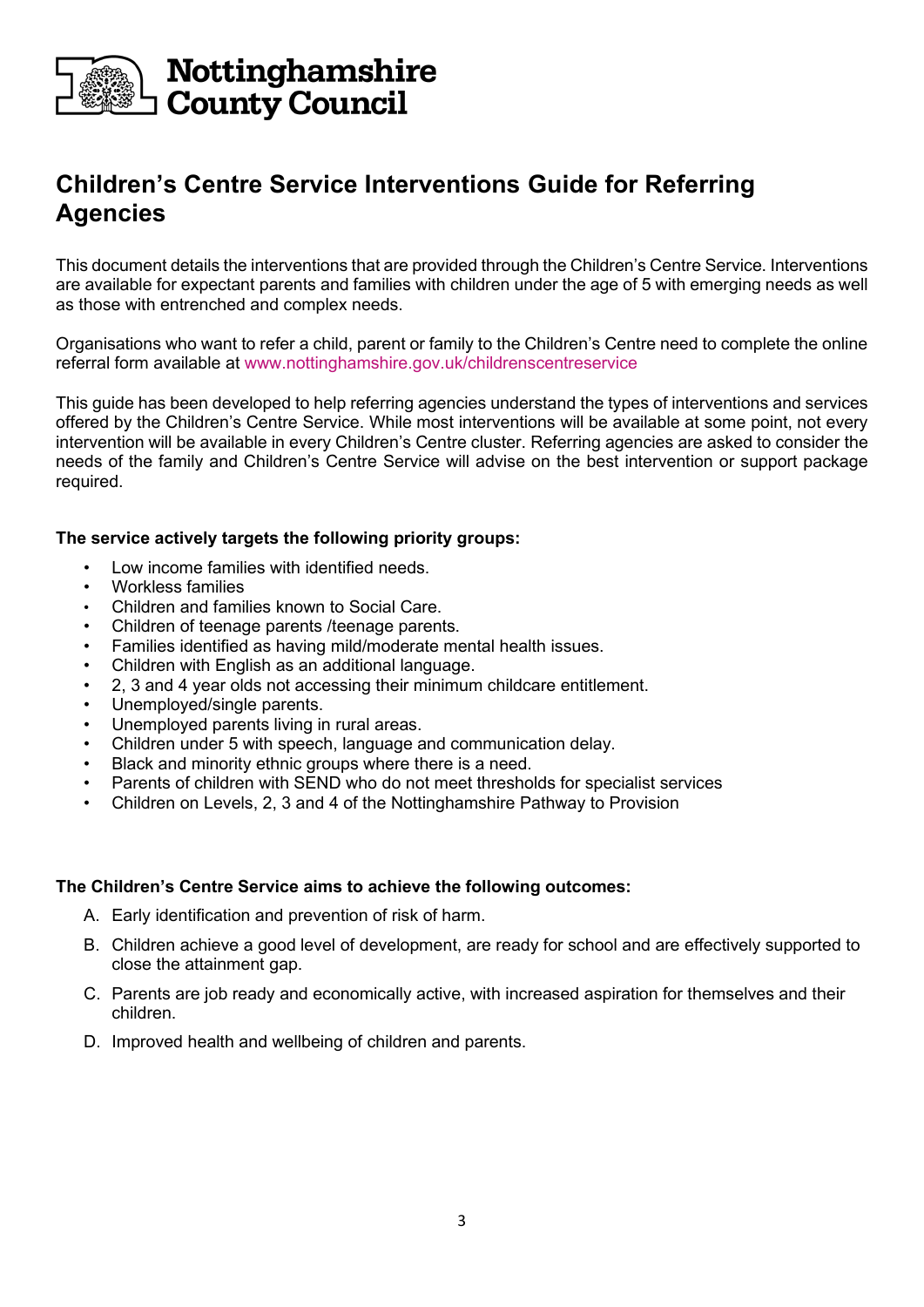Nottinghamshire County Council

# Children's Centre Service Interventions Guide for Referring Agencies

This document details the interventions that are provided through the Children's Centre Service. Interventions are available for expectant parents and families with children under the age of 5 with emerging needs as well as those with entrenched and complex needs.

Organisations who want to refer a child, parent or family to the Children's Centre need to complete the online referral form available at www.nottinghamshire.gov.uk/childrenscentreservice

This guide has been developed to help referring agencies understand the types of interventions and services offered by the Children's Centre Service. While most interventions will be available at some point, not every intervention will be available in every Children's Centre cluster. Referring agencies are asked to consider the needs of the family and Children's Centre Service will advise on the best intervention or support package required.

**The service actively targets the following priority groups:**

- Low income families with identified needs.
- Workless families
- Children and families known to Social Care.
- Children of teenage parents /teenage parents.
- Families identified as having mild/moderate mental health issues.
- Children with English as an additional language.
- 2, 3 and 4 year olds not accessing their minimum childcare entitlement.
- Unemployed/single parents.
- Unemployed parents living in rural areas.
- Children under 5 with speech, language and communication delay.
- Black and minority ethnic groups where there is a need.
- Parents of children with SEND who do not meet thresholds for specialist services
- Children on Levels, 2, 3 and 4 of the Nottinghamshire Pathway to Provision

**The Children's Centre Service aims to achieve the following outcomes:**

A. Early identification and prevention of risk of harm.
B. Children achieve a good level of development, are ready for school and are effectively supported to close the attainment gap.
C. Parents are job ready and economically active, with increased aspiration for themselves and their children.
D. Improved health and wellbeing of children and parents.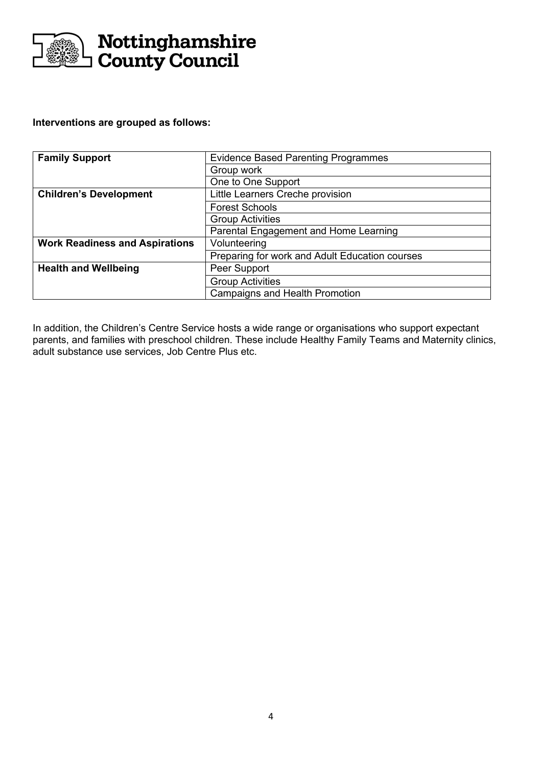**Interventions are grouped as follows:**

| | |
|---|---|
| **Family Support** | Evidence Based Parenting Programmes |
| | Group work |
| | One to One Support |
| **Children's Development** | Little Learners Creche provision |
| | Forest Schools |
| | Group Activities |
| | Parental Engagement and Home Learning |
| **Work Readiness and Aspirations** | Volunteering |
| | Preparing for work and Adult Education courses |
| **Health and Wellbeing** | Peer Support |
| | Group Activities |
| | Campaigns and Health Promotion |

In addition, the Children's Centre Service hosts a wide range or organisations who support expectant parents, and families with preschool children. These include Healthy Family Teams and Maternity clinics, adult substance use services, Job Centre Plus etc.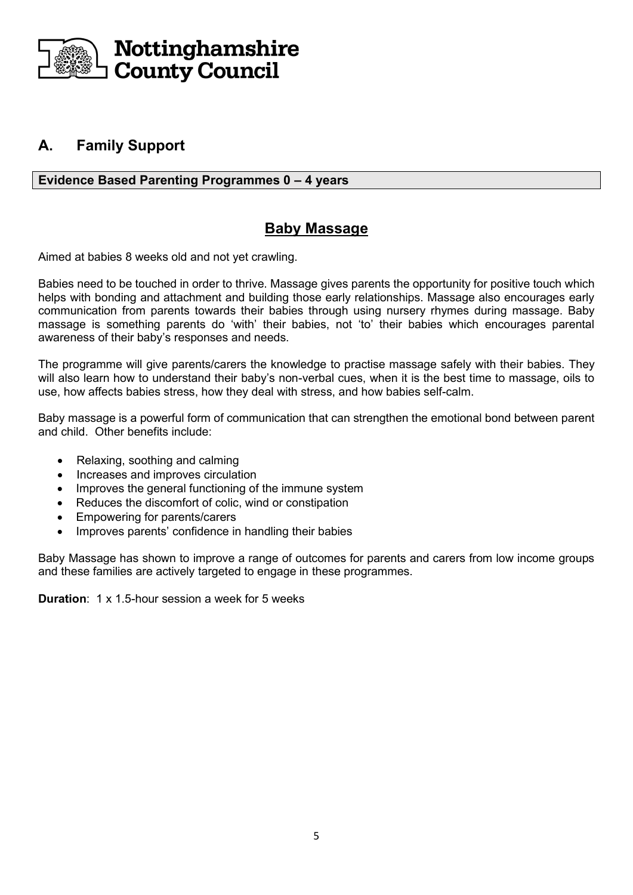Nottinghamshire County Council

## A. Family Support

**Evidence Based Parenting Programmes 0 – 4 years**

### Baby Massage

Aimed at babies 8 weeks old and not yet crawling.

Babies need to be touched in order to thrive. Massage gives parents the opportunity for positive touch which helps with bonding and attachment and building those early relationships. Massage also encourages early communication from parents towards their babies through using nursery rhymes during massage. Baby massage is something parents do 'with' their babies, not 'to' their babies which encourages parental awareness of their baby's responses and needs.

The programme will give parents/carers the knowledge to practise massage safely with their babies. They will also learn how to understand their baby's non-verbal cues, when it is the best time to massage, oils to use, how affects babies stress, how they deal with stress, and how babies self-calm.

Baby massage is a powerful form of communication that can strengthen the emotional bond between parent and child. Other benefits include:

- Relaxing, soothing and calming
- Increases and improves circulation
- Improves the general functioning of the immune system
- Reduces the discomfort of colic, wind or constipation
- Empowering for parents/carers
- Improves parents' confidence in handling their babies

Baby Massage has shown to improve a range of outcomes for parents and carers from low income groups and these families are actively targeted to engage in these programmes.

**Duration**: 1 x 1.5-hour session a week for 5 weeks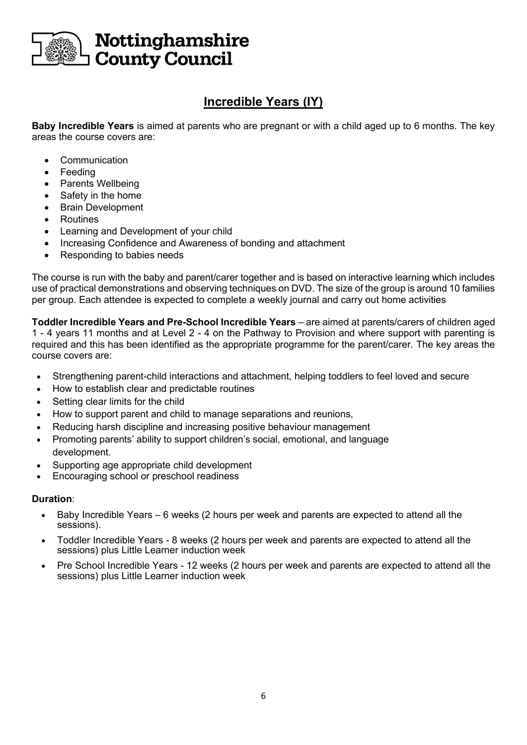## Incredible Years (IY)

**Baby Incredible Years** is aimed at parents who are pregnant or with a child aged up to 6 months. The key areas the course covers are:

- Communication
- Feeding
- Parents Wellbeing
- Safety in the home
- Brain Development
- Routines
- Learning and Development of your child
- Increasing Confidence and Awareness of bonding and attachment
- Responding to babies needs

The course is run with the baby and parent/carer together and is based on interactive learning which includes use of practical demonstrations and observing techniques on DVD. The size of the group is around 10 families per group. Each attendee is expected to complete a weekly journal and carry out home activities

**Toddler Incredible Years and Pre-School Incredible Years** – are aimed at parents/carers of children aged 1 - 4 years 11 months and at Level 2 - 4 on the Pathway to Provision and where support with parenting is required and this has been identified as the appropriate programme for the parent/carer. The key areas the course covers are:

- Strengthening parent-child interactions and attachment, helping toddlers to feel loved and secure
- How to establish clear and predictable routines
- Setting clear limits for the child
- How to support parent and child to manage separations and reunions,
- Reducing harsh discipline and increasing positive behaviour management
- Promoting parents' ability to support children's social, emotional, and language development.
- Supporting age appropriate child development
- Encouraging school or preschool readiness

**Duration**:

- Baby Incredible Years – 6 weeks (2 hours per week and parents are expected to attend all the sessions).
- Toddler Incredible Years - 8 weeks (2 hours per week and parents are expected to attend all the sessions) plus Little Learner induction week
- Pre School Incredible Years - 12 weeks (2 hours per week and parents are expected to attend all the sessions) plus Little Learner induction week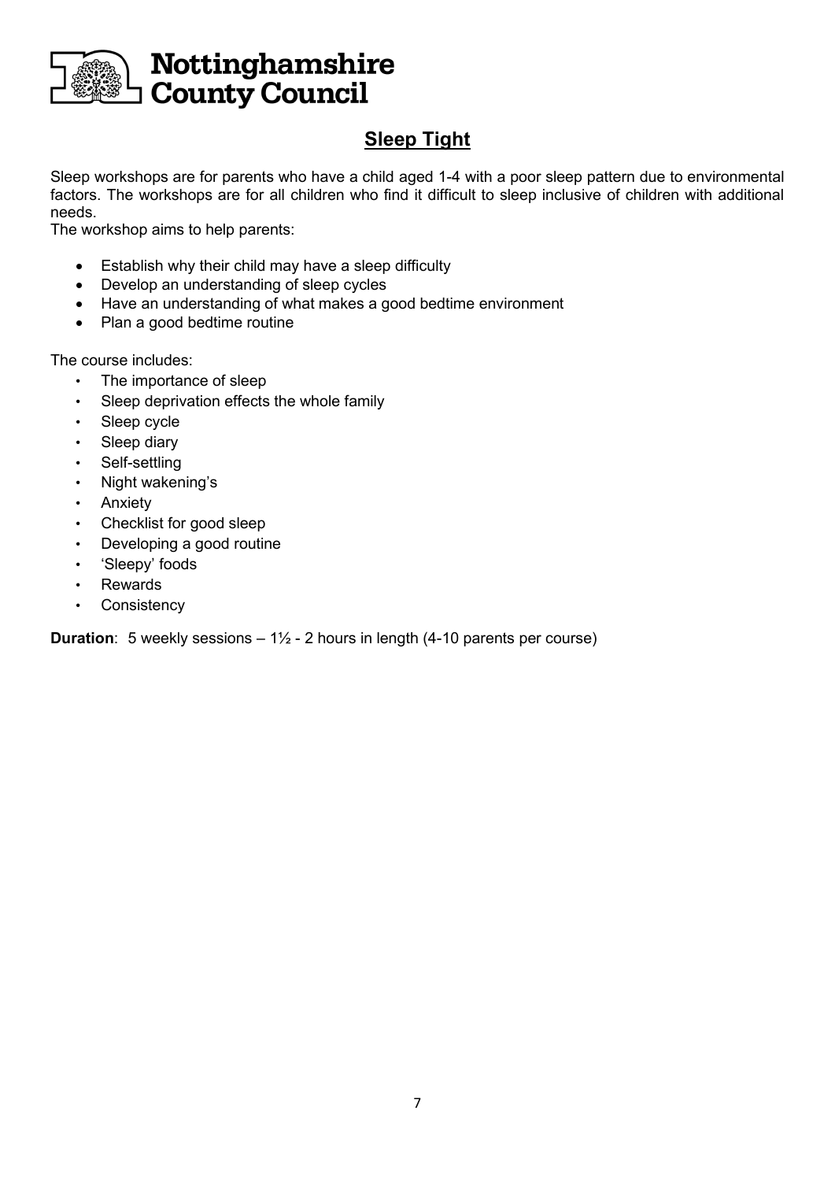Nottinghamshire County Council

## Sleep Tight

Sleep workshops are for parents who have a child aged 1-4 with a poor sleep pattern due to environmental factors. The workshops are for all children who find it difficult to sleep inclusive of children with additional needs.

The workshop aims to help parents:

- Establish why their child may have a sleep difficulty
- Develop an understanding of sleep cycles
- Have an understanding of what makes a good bedtime environment
- Plan a good bedtime routine

The course includes:

- The importance of sleep
- Sleep deprivation effects the whole family
- Sleep cycle
- Sleep diary
- Self-settling
- Night wakening's
- Anxiety
- Checklist for good sleep
- Developing a good routine
- 'Sleepy' foods
- Rewards
- Consistency

**Duration**: 5 weekly sessions – 1½ - 2 hours in length (4-10 parents per course)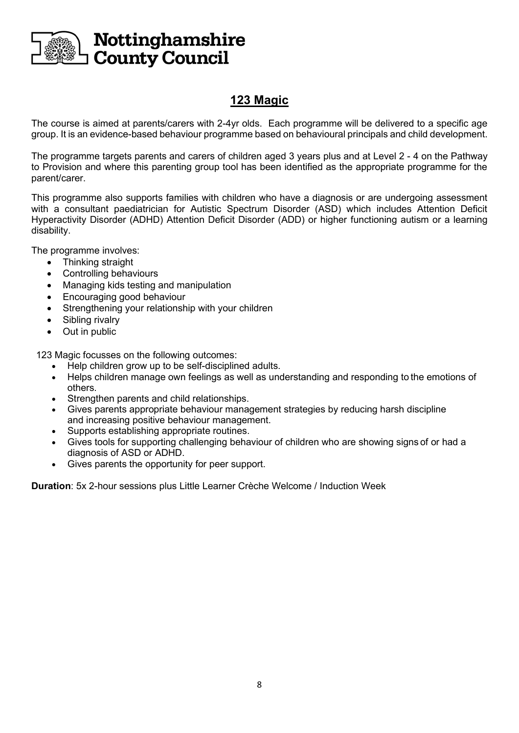# 123 Magic

The course is aimed at parents/carers with 2-4yr olds. Each programme will be delivered to a specific age group. It is an evidence-based behaviour programme based on behavioural principals and child development.

The programme targets parents and carers of children aged 3 years plus and at Level 2 - 4 on the Pathway to Provision and where this parenting group tool has been identified as the appropriate programme for the parent/carer.

This programme also supports families with children who have a diagnosis or are undergoing assessment with a consultant paediatrician for Autistic Spectrum Disorder (ASD) which includes Attention Deficit Hyperactivity Disorder (ADHD) Attention Deficit Disorder (ADD) or higher functioning autism or a learning disability.

The programme involves:

- Thinking straight
- Controlling behaviours
- Managing kids testing and manipulation
- Encouraging good behaviour
- Strengthening your relationship with your children
- Sibling rivalry
- Out in public

123 Magic focusses on the following outcomes:

- Help children grow up to be self-disciplined adults.
- Helps children manage own feelings as well as understanding and responding to the emotions of others.
- Strengthen parents and child relationships.
- Gives parents appropriate behaviour management strategies by reducing harsh discipline and increasing positive behaviour management.
- Supports establishing appropriate routines.
- Gives tools for supporting challenging behaviour of children who are showing signs of or had a diagnosis of ASD or ADHD.
- Gives parents the opportunity for peer support.

**Duration**: 5x 2-hour sessions plus Little Learner Crèche Welcome / Induction Week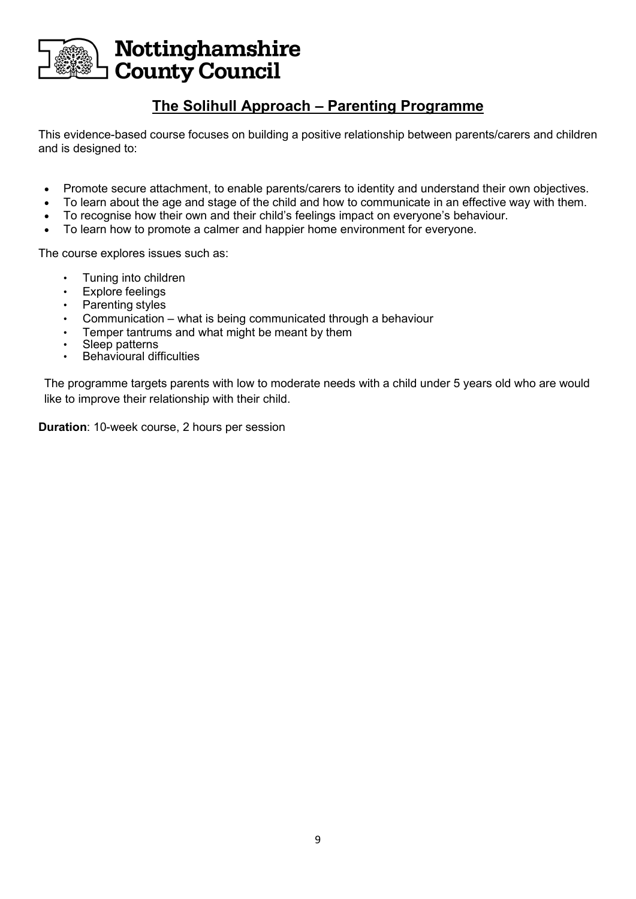# Nottinghamshire County Council

## The Solihull Approach – Parenting Programme

This evidence-based course focuses on building a positive relationship between parents/carers and children and is designed to:

- Promote secure attachment, to enable parents/carers to identity and understand their own objectives.
- To learn about the age and stage of the child and how to communicate in an effective way with them.
- To recognise how their own and their child's feelings impact on everyone's behaviour.
- To learn how to promote a calmer and happier home environment for everyone.

The course explores issues such as:

- Tuning into children
- Explore feelings
- Parenting styles
- Communication – what is being communicated through a behaviour
- Temper tantrums and what might be meant by them
- Sleep patterns
- Behavioural difficulties

The programme targets parents with low to moderate needs with a child under 5 years old who are would like to improve their relationship with their child.

**Duration**: 10-week course, 2 hours per session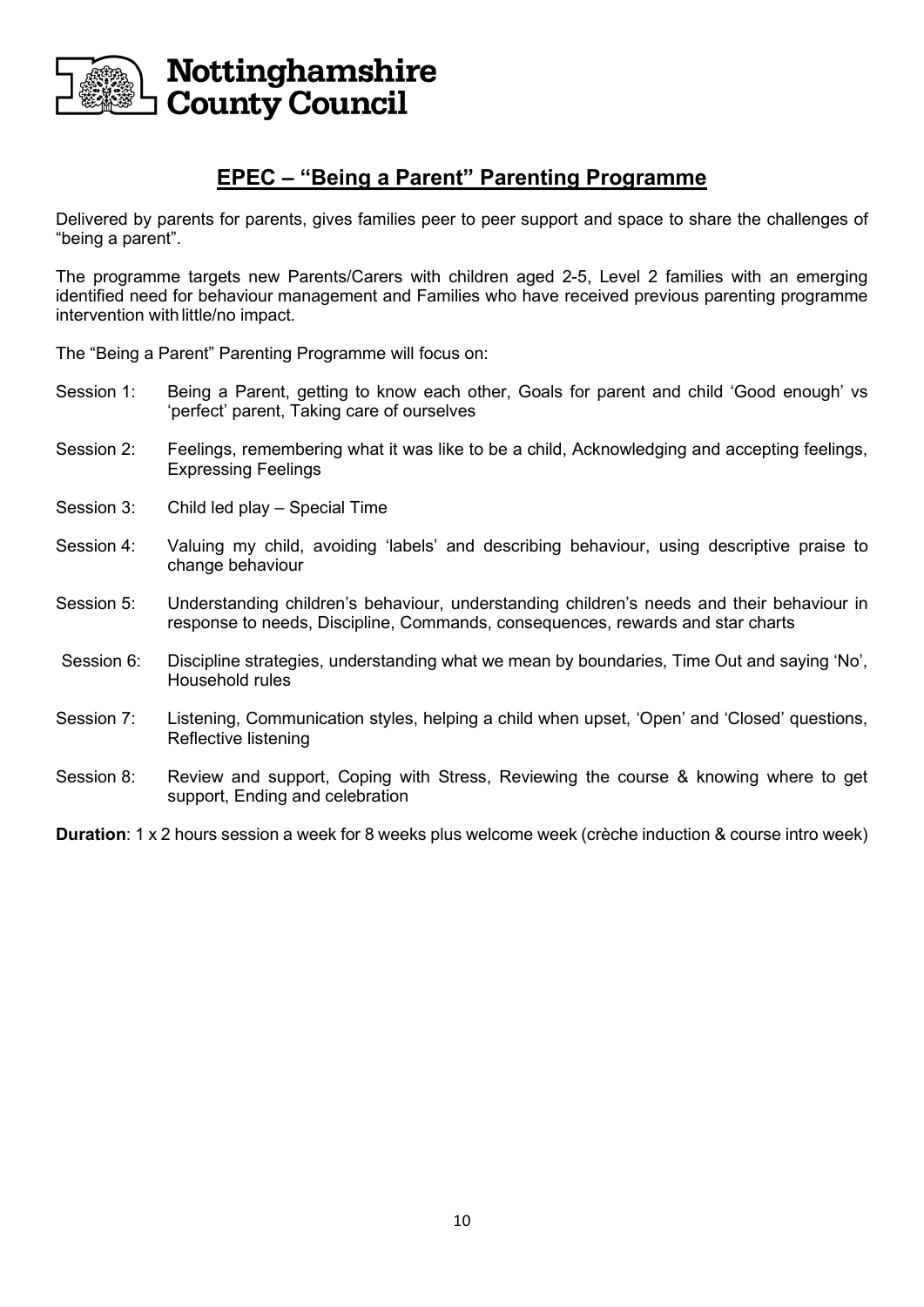Nottinghamshire County Council

## EPEC – "Being a Parent" Parenting Programme

Delivered by parents for parents, gives families peer to peer support and space to share the challenges of "being a parent".

The programme targets new Parents/Carers with children aged 2-5, Level 2 families with an emerging identified need for behaviour management and Families who have received previous parenting programme intervention with little/no impact.

The "Being a Parent" Parenting Programme will focus on:

Session 1: Being a Parent, getting to know each other, Goals for parent and child 'Good enough' vs 'perfect' parent, Taking care of ourselves

Session 2: Feelings, remembering what it was like to be a child, Acknowledging and accepting feelings, Expressing Feelings

Session 3: Child led play – Special Time

Session 4: Valuing my child, avoiding 'labels' and describing behaviour, using descriptive praise to change behaviour

Session 5: Understanding children's behaviour, understanding children's needs and their behaviour in response to needs, Discipline, Commands, consequences, rewards and star charts

Session 6: Discipline strategies, understanding what we mean by boundaries, Time Out and saying 'No', Household rules

Session 7: Listening, Communication styles, helping a child when upset, 'Open' and 'Closed' questions, Reflective listening

Session 8: Review and support, Coping with Stress, Reviewing the course & knowing where to get support, Ending and celebration

**Duration**: 1 x 2 hours session a week for 8 weeks plus welcome week (crèche induction & course intro week)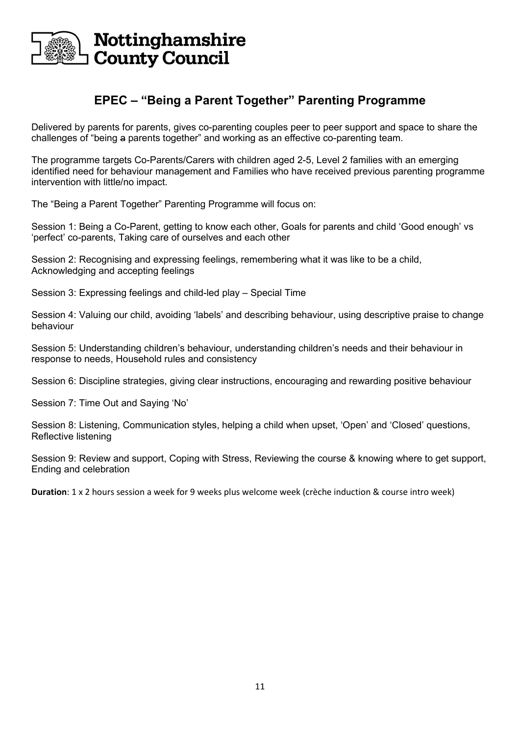# EPEC – "Being a Parent Together" Parenting Programme

Delivered by parents for parents, gives co-parenting couples peer to peer support and space to share the challenges of "being ~~a~~ parents together" and working as an effective co-parenting team.

The programme targets Co-Parents/Carers with children aged 2-5, Level 2 families with an emerging identified need for behaviour management and Families who have received previous parenting programme intervention with little/no impact.

The "Being a Parent Together" Parenting Programme will focus on:

Session 1: Being a Co-Parent, getting to know each other, Goals for parents and child 'Good enough' vs 'perfect' co-parents, Taking care of ourselves and each other

Session 2: Recognising and expressing feelings, remembering what it was like to be a child, Acknowledging and accepting feelings

Session 3: Expressing feelings and child-led play – Special Time

Session 4: Valuing our child, avoiding 'labels' and describing behaviour, using descriptive praise to change behaviour

Session 5: Understanding children's behaviour, understanding children's needs and their behaviour in response to needs, Household rules and consistency

Session 6: Discipline strategies, giving clear instructions, encouraging and rewarding positive behaviour

Session 7: Time Out and Saying 'No'

Session 8: Listening, Communication styles, helping a child when upset, 'Open' and 'Closed' questions, Reflective listening

Session 9: Review and support, Coping with Stress, Reviewing the course & knowing where to get support, Ending and celebration

**Duration**: 1 x 2 hours session a week for 9 weeks plus welcome week (crèche induction & course intro week)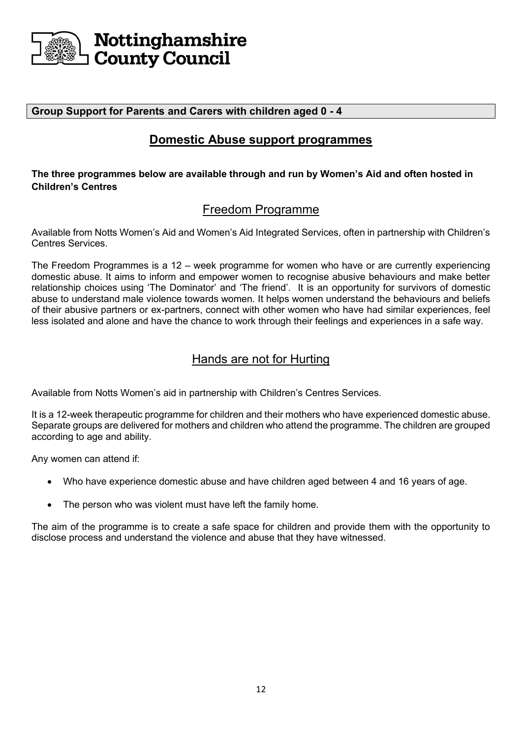**Group Support for Parents and Carers with children aged 0 - 4**

## Domestic Abuse support programmes

**The three programmes below are available through and run by Women's Aid and often hosted in Children's Centres**

### Freedom Programme

Available from Notts Women's Aid and Women's Aid Integrated Services, often in partnership with Children's Centres Services.

The Freedom Programmes is a 12 – week programme for women who have or are currently experiencing domestic abuse. It aims to inform and empower women to recognise abusive behaviours and make better relationship choices using 'The Dominator' and 'The friend'. It is an opportunity for survivors of domestic abuse to understand male violence towards women. It helps women understand the behaviours and beliefs of their abusive partners or ex-partners, connect with other women who have had similar experiences, feel less isolated and alone and have the chance to work through their feelings and experiences in a safe way.

### Hands are not for Hurting

Available from Notts Women's aid in partnership with Children's Centres Services.

It is a 12-week therapeutic programme for children and their mothers who have experienced domestic abuse. Separate groups are delivered for mothers and children who attend the programme. The children are grouped according to age and ability.

Any women can attend if:

- Who have experience domestic abuse and have children aged between 4 and 16 years of age.
- The person who was violent must have left the family home.

The aim of the programme is to create a safe space for children and provide them with the opportunity to disclose process and understand the violence and abuse that they have witnessed.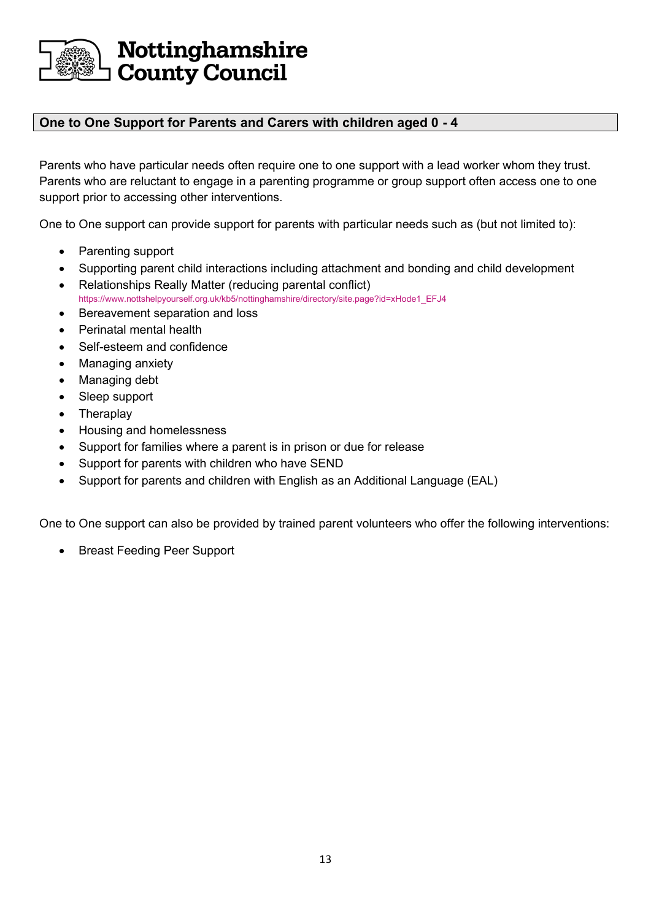Nottinghamshire County Council

## One to One Support for Parents and Carers with children aged 0 - 4

Parents who have particular needs often require one to one support with a lead worker whom they trust. Parents who are reluctant to engage in a parenting programme or group support often access one to one support prior to accessing other interventions.

One to One support can provide support for parents with particular needs such as (but not limited to):

- Parenting support
- Supporting parent child interactions including attachment and bonding and child development
- Relationships Really Matter (reducing parental conflict)
  https://www.nottshelpyourself.org.uk/kb5/nottinghamshire/directory/site.page?id=xHode1_EFJ4
- Bereavement separation and loss
- Perinatal mental health
- Self-esteem and confidence
- Managing anxiety
- Managing debt
- Sleep support
- Theraplay
- Housing and homelessness
- Support for families where a parent is in prison or due for release
- Support for parents with children who have SEND
- Support for parents and children with English as an Additional Language (EAL)

One to One support can also be provided by trained parent volunteers who offer the following interventions:

- Breast Feeding Peer Support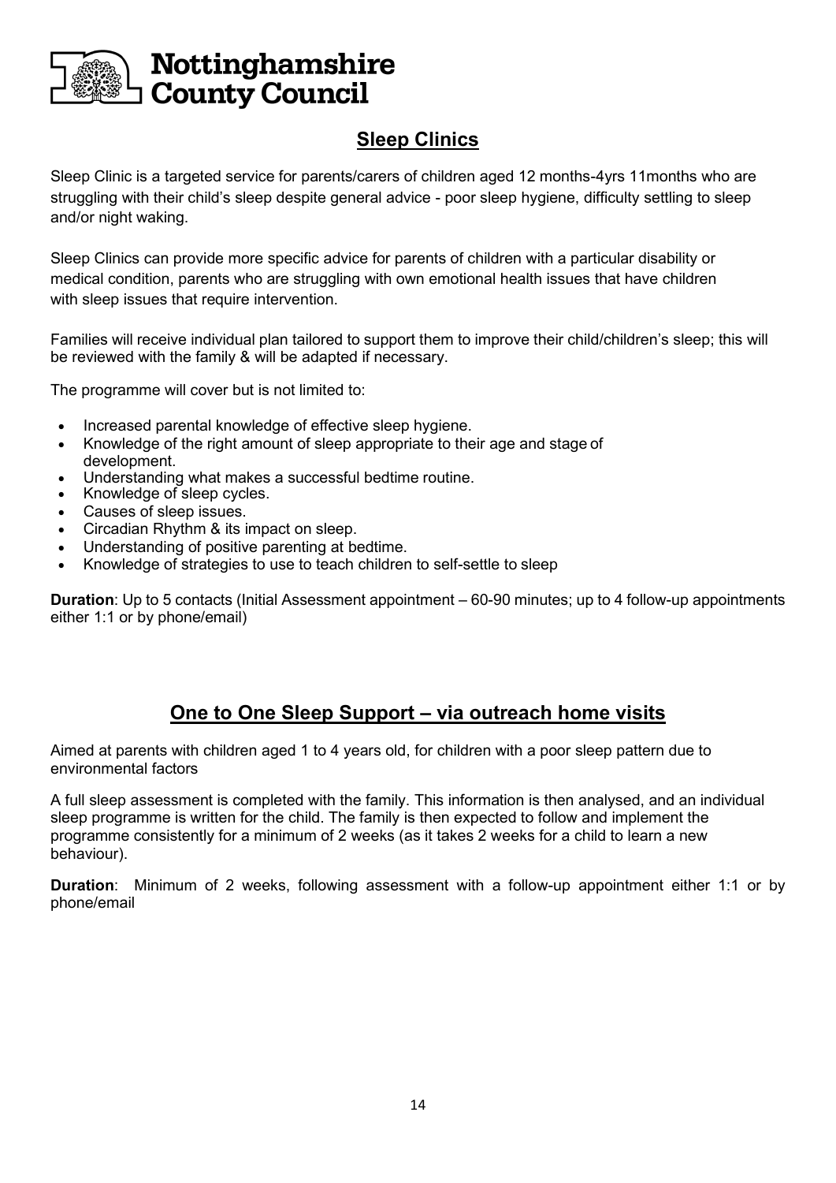## Sleep Clinics

Sleep Clinic is a targeted service for parents/carers of children aged 12 months-4yrs 11months who are struggling with their child's sleep despite general advice - poor sleep hygiene, difficulty settling to sleep and/or night waking.

Sleep Clinics can provide more specific advice for parents of children with a particular disability or medical condition, parents who are struggling with own emotional health issues that have children with sleep issues that require intervention.

Families will receive individual plan tailored to support them to improve their child/children's sleep; this will be reviewed with the family & will be adapted if necessary.

The programme will cover but is not limited to:

- Increased parental knowledge of effective sleep hygiene.
- Knowledge of the right amount of sleep appropriate to their age and stage of development.
- Understanding what makes a successful bedtime routine.
- Knowledge of sleep cycles.
- Causes of sleep issues.
- Circadian Rhythm & its impact on sleep.
- Understanding of positive parenting at bedtime.
- Knowledge of strategies to use to teach children to self-settle to sleep

**Duration**: Up to 5 contacts (Initial Assessment appointment – 60-90 minutes; up to 4 follow-up appointments either 1:1 or by phone/email)

## One to One Sleep Support – via outreach home visits

Aimed at parents with children aged 1 to 4 years old, for children with a poor sleep pattern due to environmental factors

A full sleep assessment is completed with the family. This information is then analysed, and an individual sleep programme is written for the child. The family is then expected to follow and implement the programme consistently for a minimum of 2 weeks (as it takes 2 weeks for a child to learn a new behaviour).

**Duration**: Minimum of 2 weeks, following assessment with a follow-up appointment either 1:1 or by phone/email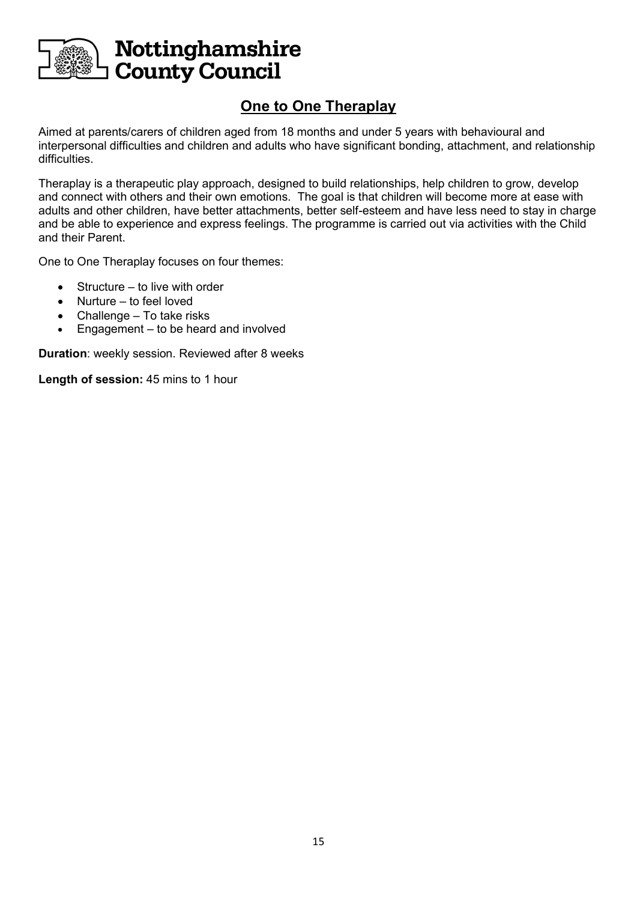Nottinghamshire County Council

## One to One Theraplay

Aimed at parents/carers of children aged from 18 months and under 5 years with behavioural and interpersonal difficulties and children and adults who have significant bonding, attachment, and relationship difficulties.

Theraplay is a therapeutic play approach, designed to build relationships, help children to grow, develop and connect with others and their own emotions. The goal is that children will become more at ease with adults and other children, have better attachments, better self-esteem and have less need to stay in charge and be able to experience and express feelings. The programme is carried out via activities with the Child and their Parent.

One to One Theraplay focuses on four themes:

- Structure – to live with order
- Nurture – to feel loved
- Challenge – To take risks
- Engagement – to be heard and involved

**Duration**: weekly session. Reviewed after 8 weeks

**Length of session:** 45 mins to 1 hour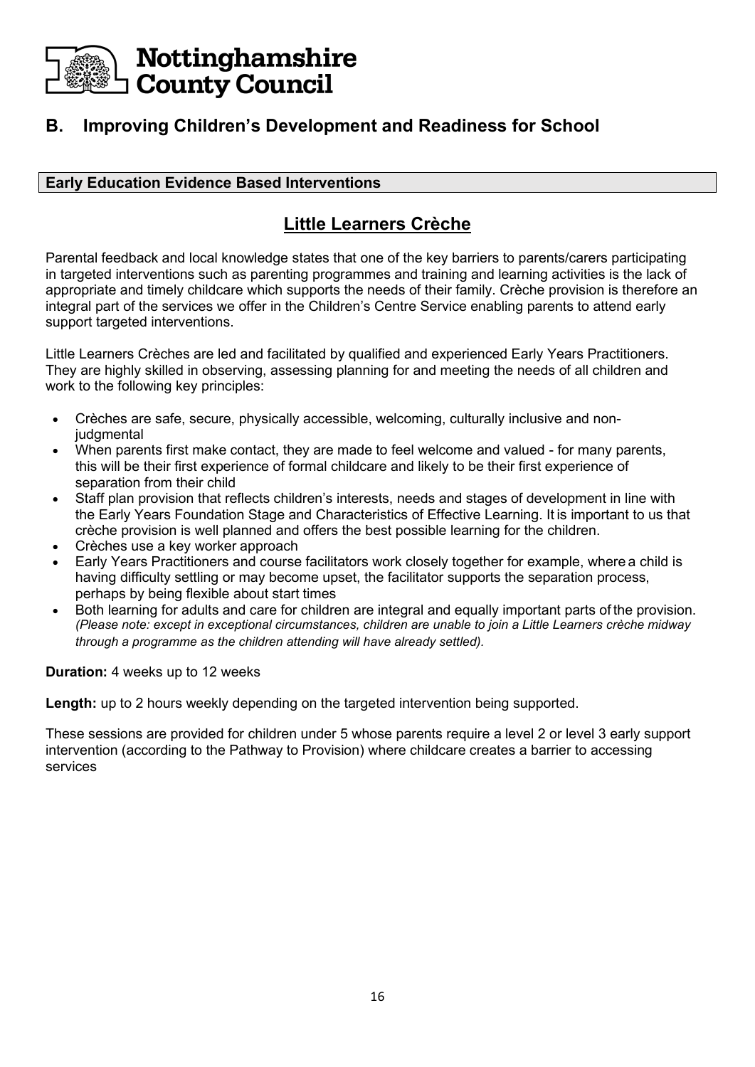Nottinghamshire County Council

## B. Improving Children's Development and Readiness for School

**Early Education Evidence Based Interventions**

### Little Learners Crèche

Parental feedback and local knowledge states that one of the key barriers to parents/carers participating in targeted interventions such as parenting programmes and training and learning activities is the lack of appropriate and timely childcare which supports the needs of their family. Crèche provision is therefore an integral part of the services we offer in the Children's Centre Service enabling parents to attend early support targeted interventions.

Little Learners Crèches are led and facilitated by qualified and experienced Early Years Practitioners. They are highly skilled in observing, assessing planning for and meeting the needs of all children and work to the following key principles:

- Crèches are safe, secure, physically accessible, welcoming, culturally inclusive and non-judgmental
- When parents first make contact, they are made to feel welcome and valued - for many parents, this will be their first experience of formal childcare and likely to be their first experience of separation from their child
- Staff plan provision that reflects children's interests, needs and stages of development in line with the Early Years Foundation Stage and Characteristics of Effective Learning. It is important to us that crèche provision is well planned and offers the best possible learning for the children.
- Crèches use a key worker approach
- Early Years Practitioners and course facilitators work closely together for example, where a child is having difficulty settling or may become upset, the facilitator supports the separation process, perhaps by being flexible about start times
- Both learning for adults and care for children are integral and equally important parts of the provision. *(Please note: except in exceptional circumstances, children are unable to join a Little Learners crèche midway through a programme as the children attending will have already settled).*

**Duration:** 4 weeks up to 12 weeks

**Length:** up to 2 hours weekly depending on the targeted intervention being supported.

These sessions are provided for children under 5 whose parents require a level 2 or level 3 early support intervention (according to the Pathway to Provision) where childcare creates a barrier to accessing services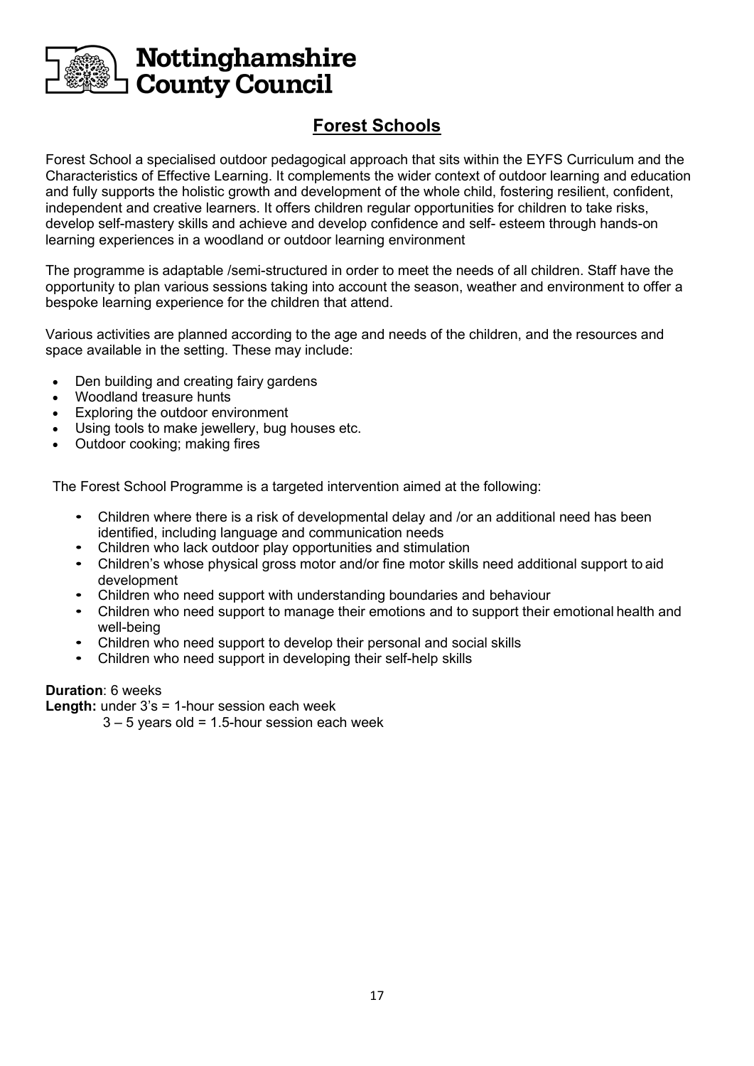Nottinghamshire County Council

## Forest Schools

Forest School a specialised outdoor pedagogical approach that sits within the EYFS Curriculum and the Characteristics of Effective Learning. It complements the wider context of outdoor learning and education and fully supports the holistic growth and development of the whole child, fostering resilient, confident, independent and creative learners. It offers children regular opportunities for children to take risks, develop self-mastery skills and achieve and develop confidence and self- esteem through hands-on learning experiences in a woodland or outdoor learning environment

The programme is adaptable /semi-structured in order to meet the needs of all children. Staff have the opportunity to plan various sessions taking into account the season, weather and environment to offer a bespoke learning experience for the children that attend.

Various activities are planned according to the age and needs of the children, and the resources and space available in the setting. These may include:

- Den building and creating fairy gardens
- Woodland treasure hunts
- Exploring the outdoor environment
- Using tools to make jewellery, bug houses etc.
- Outdoor cooking; making fires

The Forest School Programme is a targeted intervention aimed at the following:

- Children where there is a risk of developmental delay and /or an additional need has been identified, including language and communication needs
- Children who lack outdoor play opportunities and stimulation
- Children's whose physical gross motor and/or fine motor skills need additional support to aid development
- Children who need support with understanding boundaries and behaviour
- Children who need support to manage their emotions and to support their emotional health and well-being
- Children who need support to develop their personal and social skills
- Children who need support in developing their self-help skills

**Duration**: 6 weeks
**Length:** under 3's = 1-hour session each week
3 – 5 years old = 1.5-hour session each week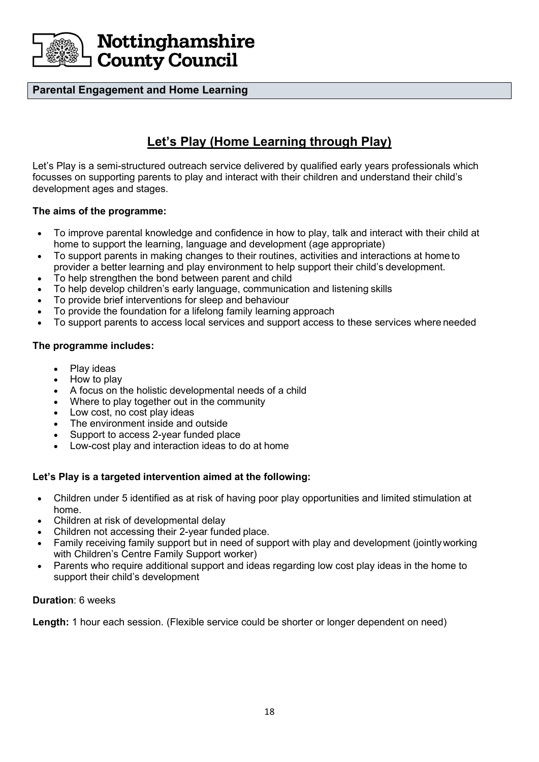**Parental Engagement and Home Learning**

## Let's Play (Home Learning through Play)

Let's Play is a semi-structured outreach service delivered by qualified early years professionals which focusses on supporting parents to play and interact with their children and understand their child's development ages and stages.

**The aims of the programme:**

- To improve parental knowledge and confidence in how to play, talk and interact with their child at home to support the learning, language and development (age appropriate)
- To support parents in making changes to their routines, activities and interactions at home to provider a better learning and play environment to help support their child's development.
- To help strengthen the bond between parent and child
- To help develop children's early language, communication and listening skills
- To provide brief interventions for sleep and behaviour
- To provide the foundation for a lifelong family learning approach
- To support parents to access local services and support access to these services where needed

**The programme includes:**

- Play ideas
- How to play
- A focus on the holistic developmental needs of a child
- Where to play together out in the community
- Low cost, no cost play ideas
- The environment inside and outside
- Support to access 2-year funded place
- Low-cost play and interaction ideas to do at home

**Let's Play is a targeted intervention aimed at the following:**

- Children under 5 identified as at risk of having poor play opportunities and limited stimulation at home.
- Children at risk of developmental delay
- Children not accessing their 2-year funded place.
- Family receiving family support but in need of support with play and development (jointly working with Children's Centre Family Support worker)
- Parents who require additional support and ideas regarding low cost play ideas in the home to support their child's development

**Duration**: 6 weeks

**Length:** 1 hour each session. (Flexible service could be shorter or longer dependent on need)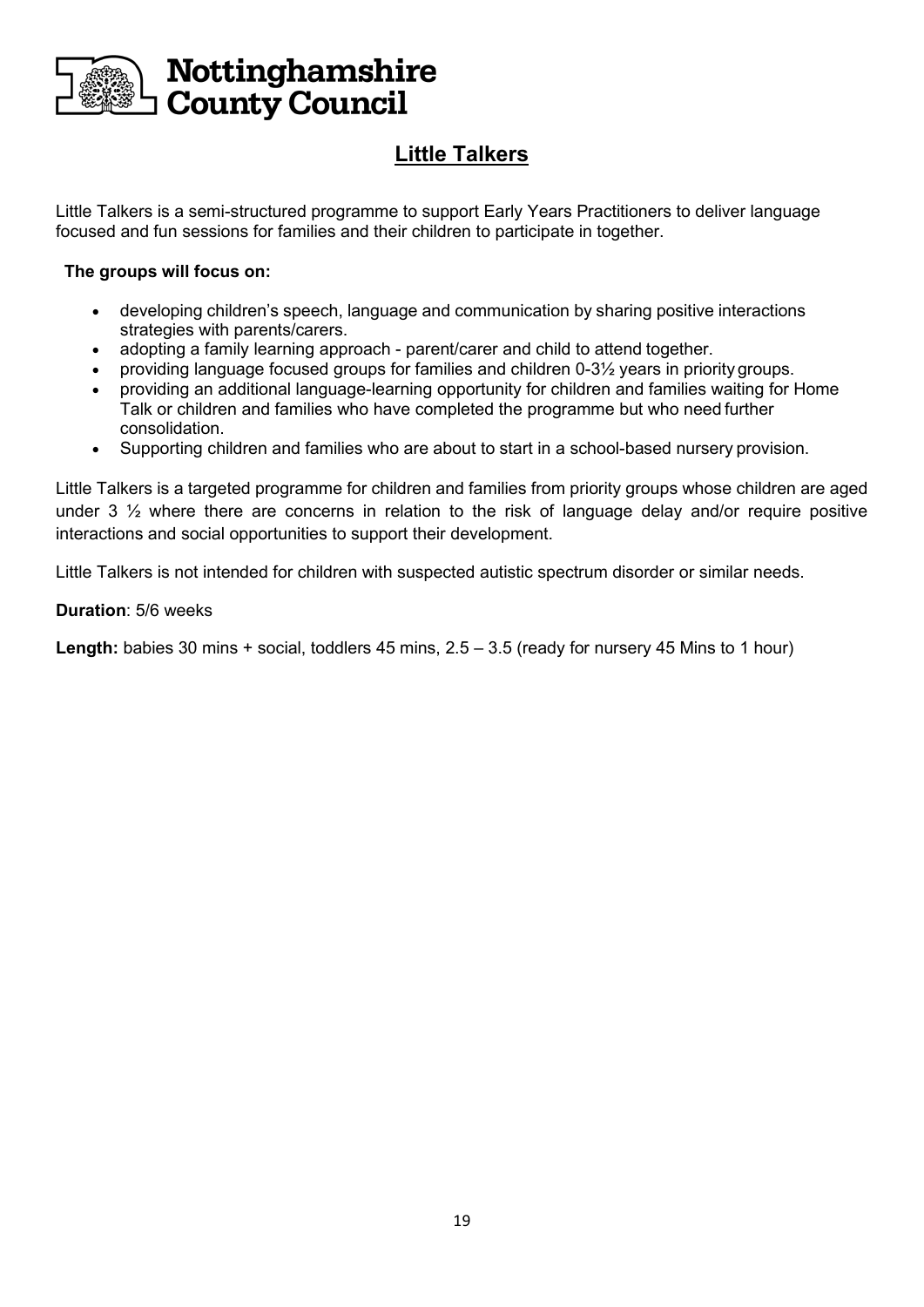# Little Talkers

Little Talkers is a semi-structured programme to support Early Years Practitioners to deliver language focused and fun sessions for families and their children to participate in together.

**The groups will focus on:**

- developing children's speech, language and communication by sharing positive interactions strategies with parents/carers.
- adopting a family learning approach - parent/carer and child to attend together.
- providing language focused groups for families and children 0-3½ years in priority groups.
- providing an additional language-learning opportunity for children and families waiting for Home Talk or children and families who have completed the programme but who need further consolidation.
- Supporting children and families who are about to start in a school-based nursery provision.

Little Talkers is a targeted programme for children and families from priority groups whose children are aged under 3 ½ where there are concerns in relation to the risk of language delay and/or require positive interactions and social opportunities to support their development.

Little Talkers is not intended for children with suspected autistic spectrum disorder or similar needs.

**Duration**: 5/6 weeks

**Length:** babies 30 mins + social, toddlers 45 mins, 2.5 – 3.5 (ready for nursery 45 Mins to 1 hour)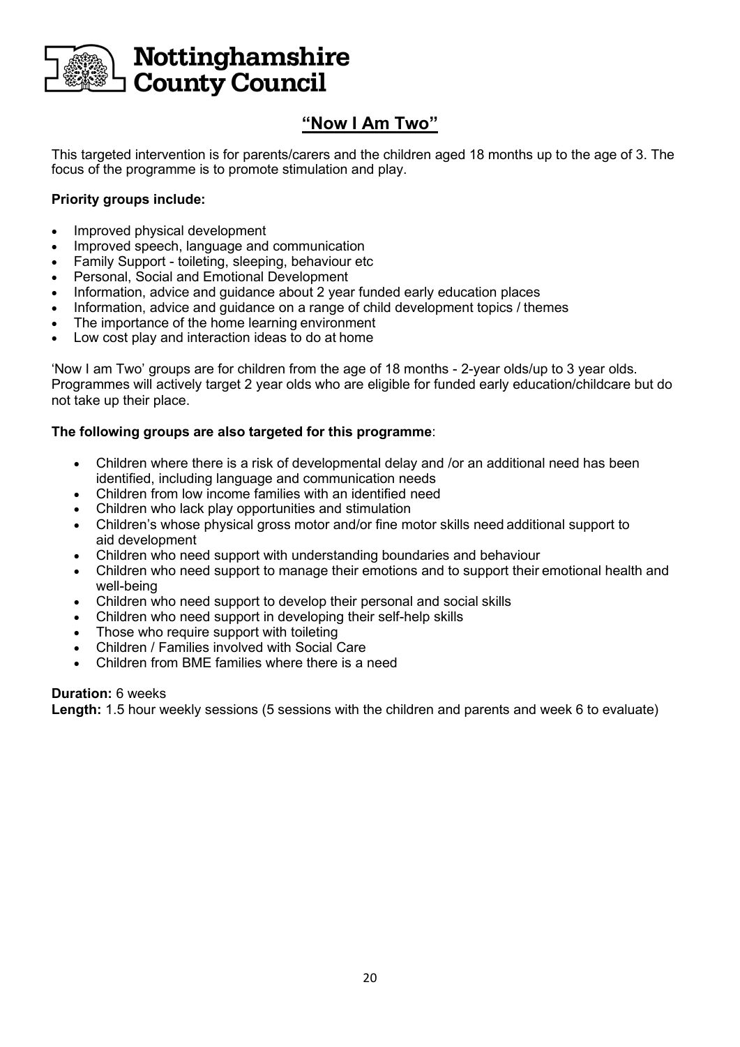Nottinghamshire County Council

# "Now I Am Two"

This targeted intervention is for parents/carers and the children aged 18 months up to the age of 3. The focus of the programme is to promote stimulation and play.

**Priority groups include:**

- Improved physical development
- Improved speech, language and communication
- Family Support - toileting, sleeping, behaviour etc
- Personal, Social and Emotional Development
- Information, advice and guidance about 2 year funded early education places
- Information, advice and guidance on a range of child development topics / themes
- The importance of the home learning environment
- Low cost play and interaction ideas to do at home

'Now I am Two' groups are for children from the age of 18 months - 2-year olds/up to 3 year olds. Programmes will actively target 2 year olds who are eligible for funded early education/childcare but do not take up their place.

**The following groups are also targeted for this programme**:

- Children where there is a risk of developmental delay and /or an additional need has been identified, including language and communication needs
- Children from low income families with an identified need
- Children who lack play opportunities and stimulation
- Children's whose physical gross motor and/or fine motor skills need additional support to aid development
- Children who need support with understanding boundaries and behaviour
- Children who need support to manage their emotions and to support their emotional health and well-being
- Children who need support to develop their personal and social skills
- Children who need support in developing their self-help skills
- Those who require support with toileting
- Children / Families involved with Social Care
- Children from BME families where there is a need

**Duration:** 6 weeks
**Length:** 1.5 hour weekly sessions (5 sessions with the children and parents and week 6 to evaluate)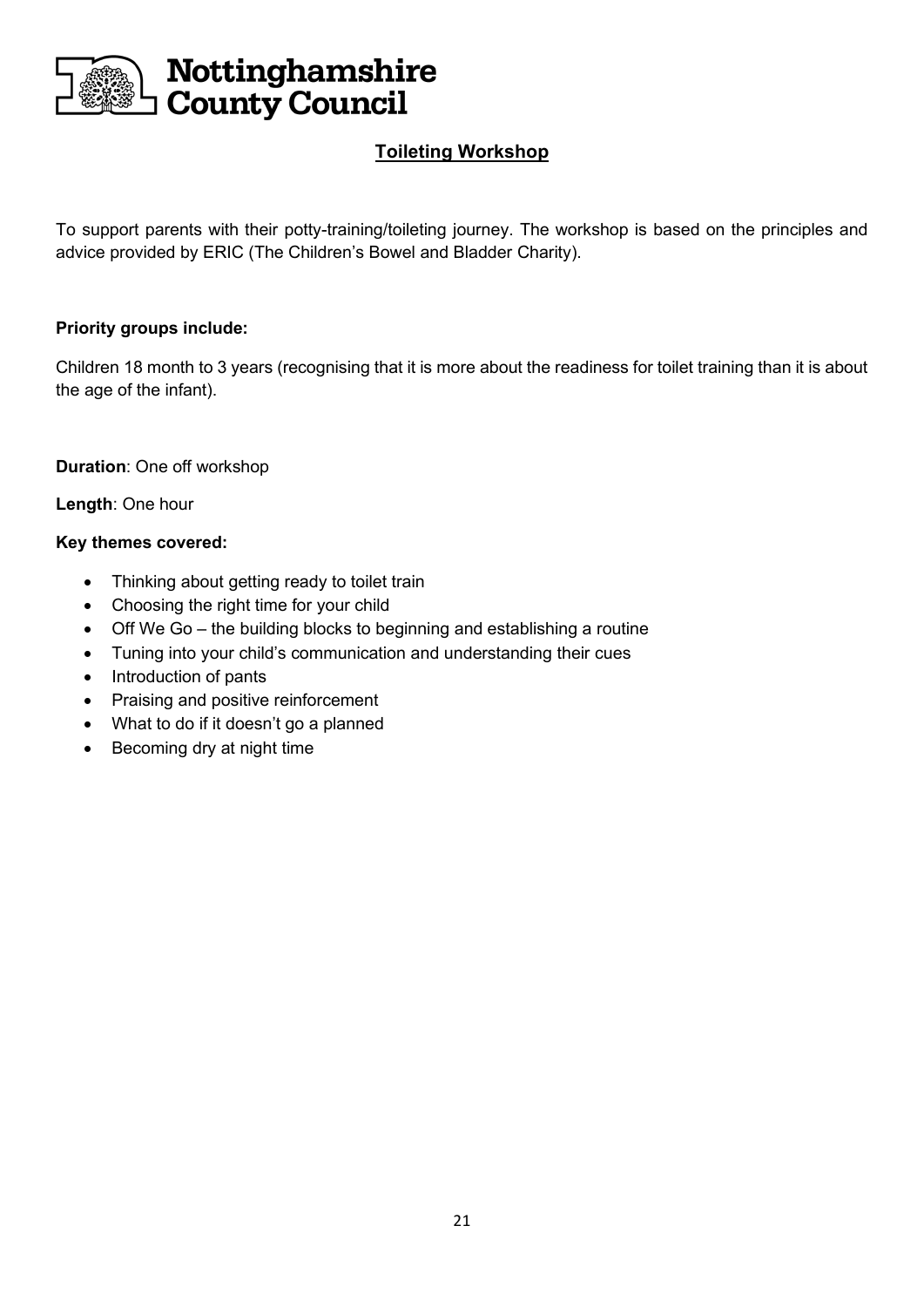Nottinghamshire County Council

## Toileting Workshop

To support parents with their potty-training/toileting journey. The workshop is based on the principles and advice provided by ERIC (The Children's Bowel and Bladder Charity).

**Priority groups include:**

Children 18 month to 3 years (recognising that it is more about the readiness for toilet training than it is about the age of the infant).

**Duration**: One off workshop

**Length**: One hour

**Key themes covered:**

- Thinking about getting ready to toilet train
- Choosing the right time for your child
- Off We Go – the building blocks to beginning and establishing a routine
- Tuning into your child's communication and understanding their cues
- Introduction of pants
- Praising and positive reinforcement
- What to do if it doesn't go a planned
- Becoming dry at night time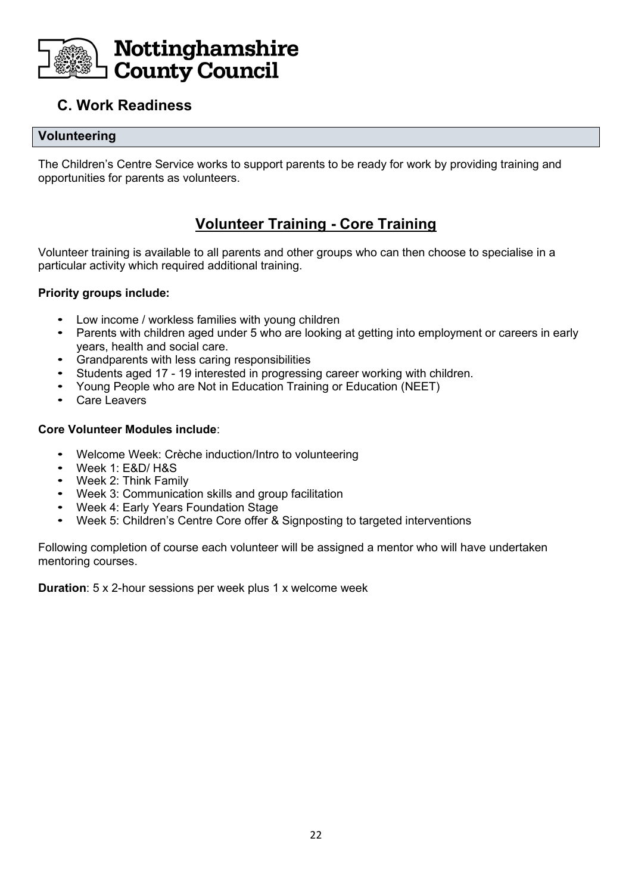## C. Work Readiness

### Volunteering

The Children's Centre Service works to support parents to be ready for work by providing training and opportunities for parents as volunteers.

### Volunteer Training - Core Training

Volunteer training is available to all parents and other groups who can then choose to specialise in a particular activity which required additional training.

**Priority groups include:**

- Low income / workless families with young children
- Parents with children aged under 5 who are looking at getting into employment or careers in early years, health and social care.
- Grandparents with less caring responsibilities
- Students aged 17 - 19 interested in progressing career working with children.
- Young People who are Not in Education Training or Education (NEET)
- Care Leavers

**Core Volunteer Modules include**:

- Welcome Week: Crèche induction/Intro to volunteering
- Week 1: E&D/ H&S
- Week 2: Think Family
- Week 3: Communication skills and group facilitation
- Week 4: Early Years Foundation Stage
- Week 5: Children's Centre Core offer & Signposting to targeted interventions

Following completion of course each volunteer will be assigned a mentor who will have undertaken mentoring courses.

**Duration**: 5 x 2-hour sessions per week plus 1 x welcome week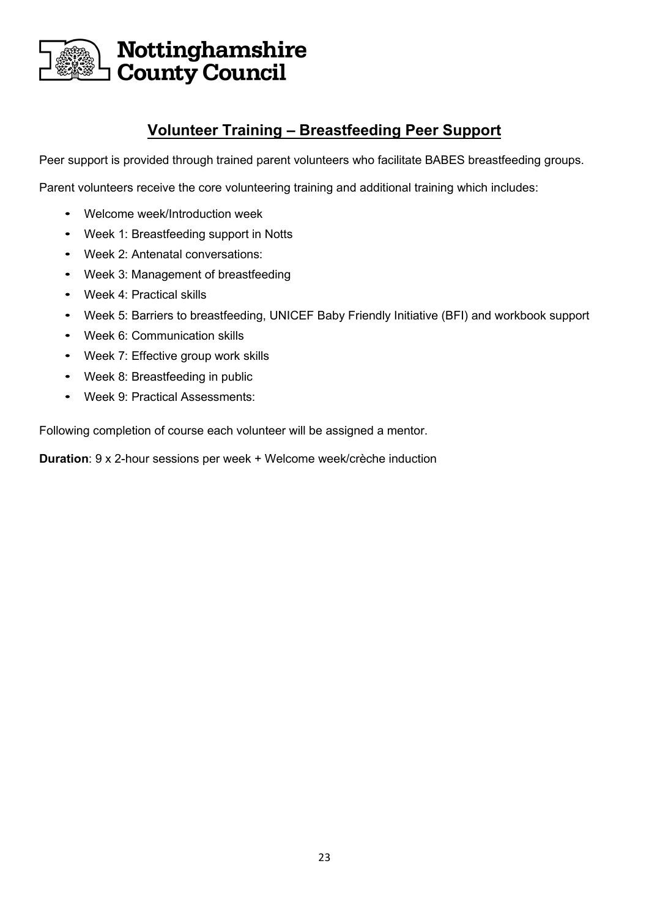Nottinghamshire County Council

## Volunteer Training – Breastfeeding Peer Support

Peer support is provided through trained parent volunteers who facilitate BABES breastfeeding groups.

Parent volunteers receive the core volunteering training and additional training which includes:

- Welcome week/Introduction week
- Week 1: Breastfeeding support in Notts
- Week 2: Antenatal conversations:
- Week 3: Management of breastfeeding
- Week 4: Practical skills
- Week 5: Barriers to breastfeeding, UNICEF Baby Friendly Initiative (BFI) and workbook support
- Week 6: Communication skills
- Week 7: Effective group work skills
- Week 8: Breastfeeding in public
- Week 9: Practical Assessments:

Following completion of course each volunteer will be assigned a mentor.

**Duration**: 9 x 2-hour sessions per week + Welcome week/crèche induction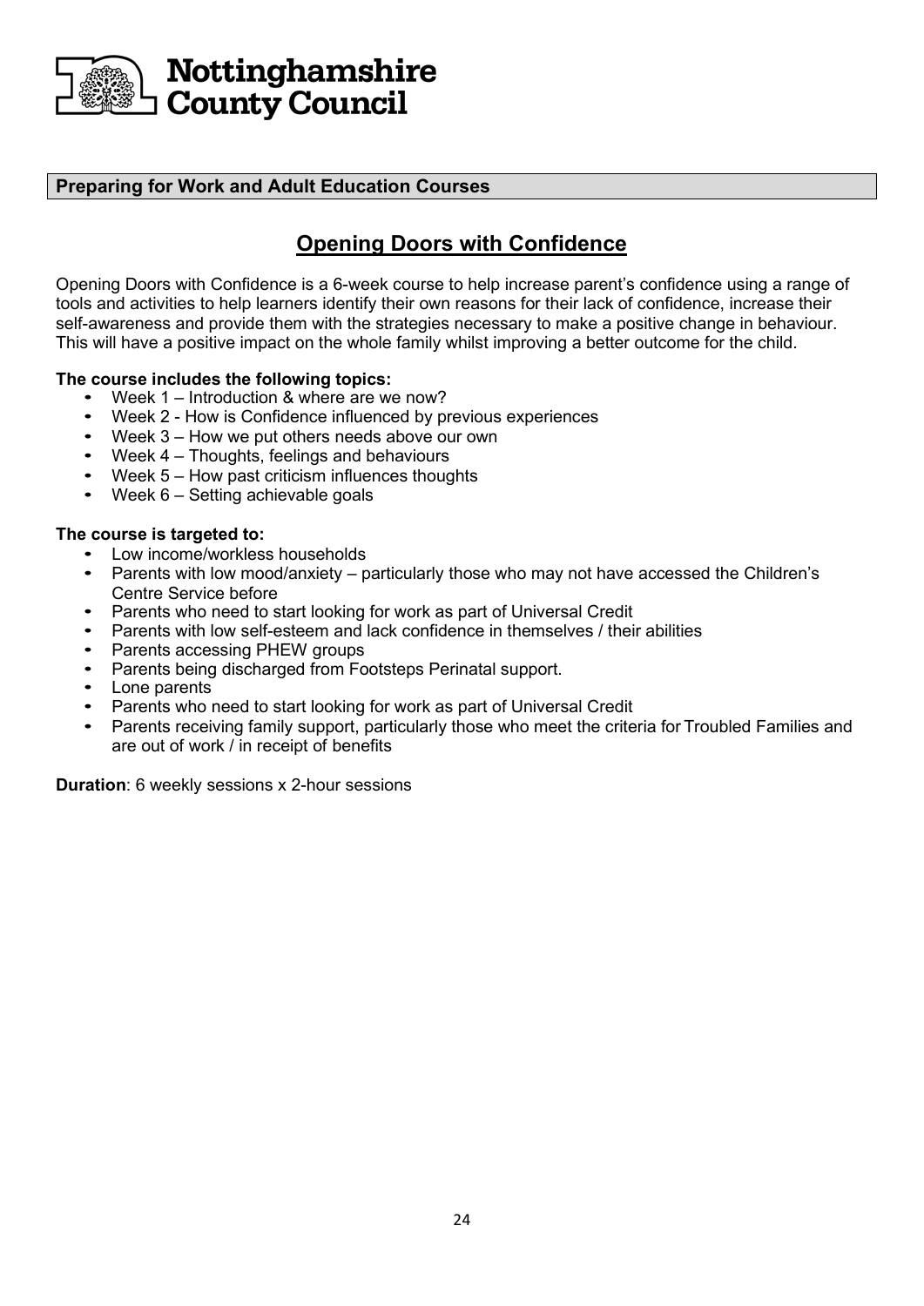Nottinghamshire County Council

## Preparing for Work and Adult Education Courses

# Opening Doors with Confidence

Opening Doors with Confidence is a 6-week course to help increase parent's confidence using a range of tools and activities to help learners identify their own reasons for their lack of confidence, increase their self-awareness and provide them with the strategies necessary to make a positive change in behaviour. This will have a positive impact on the whole family whilst improving a better outcome for the child.

**The course includes the following topics:**

- Week 1 – Introduction & where are we now?
- Week 2 - How is Confidence influenced by previous experiences
- Week 3 – How we put others needs above our own
- Week 4 – Thoughts, feelings and behaviours
- Week 5 – How past criticism influences thoughts
- Week 6 – Setting achievable goals

**The course is targeted to:**

- Low income/workless households
- Parents with low mood/anxiety – particularly those who may not have accessed the Children's Centre Service before
- Parents who need to start looking for work as part of Universal Credit
- Parents with low self-esteem and lack confidence in themselves / their abilities
- Parents accessing PHEW groups
- Parents being discharged from Footsteps Perinatal support.
- Lone parents
- Parents who need to start looking for work as part of Universal Credit
- Parents receiving family support, particularly those who meet the criteria for Troubled Families and are out of work / in receipt of benefits

**Duration**: 6 weekly sessions x 2-hour sessions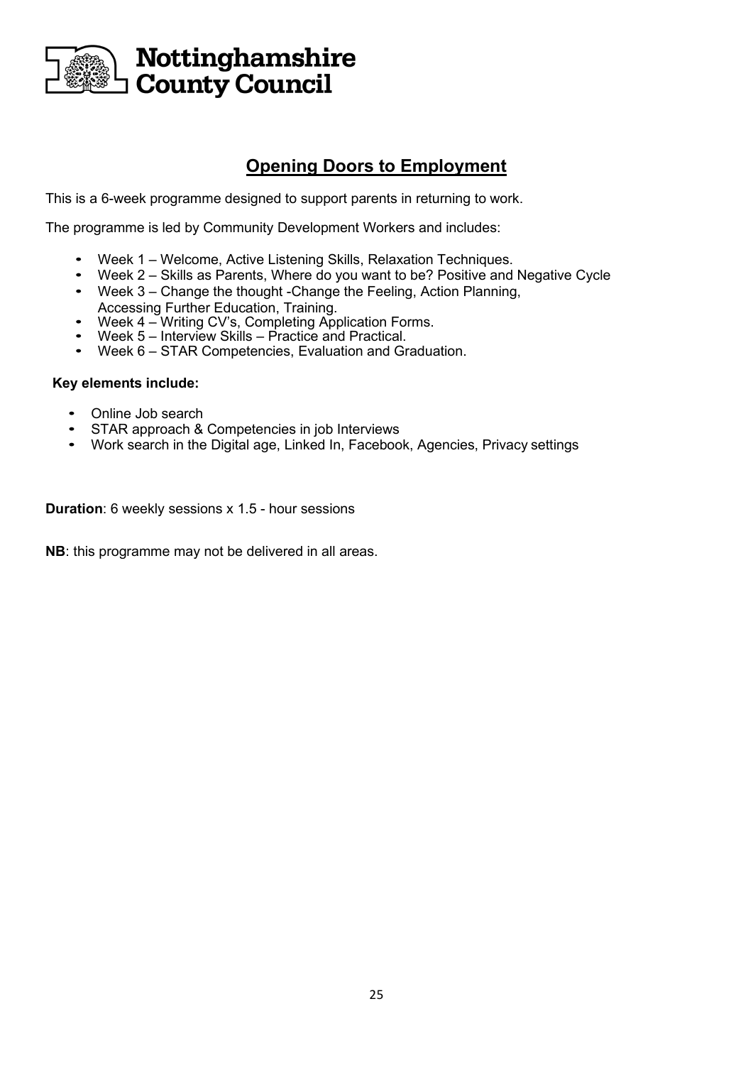Nottinghamshire County Council

## Opening Doors to Employment

This is a 6-week programme designed to support parents in returning to work.

The programme is led by Community Development Workers and includes:

- Week 1 – Welcome, Active Listening Skills, Relaxation Techniques.
- Week 2 – Skills as Parents, Where do you want to be? Positive and Negative Cycle
- Week 3 – Change the thought -Change the Feeling, Action Planning, Accessing Further Education, Training.
- Week 4 – Writing CV's, Completing Application Forms.
- Week 5 – Interview Skills – Practice and Practical.
- Week 6 – STAR Competencies, Evaluation and Graduation.

**Key elements include:**

- Online Job search
- STAR approach & Competencies in job Interviews
- Work search in the Digital age, Linked In, Facebook, Agencies, Privacy settings

**Duration**: 6 weekly sessions x 1.5 - hour sessions

**NB**: this programme may not be delivered in all areas.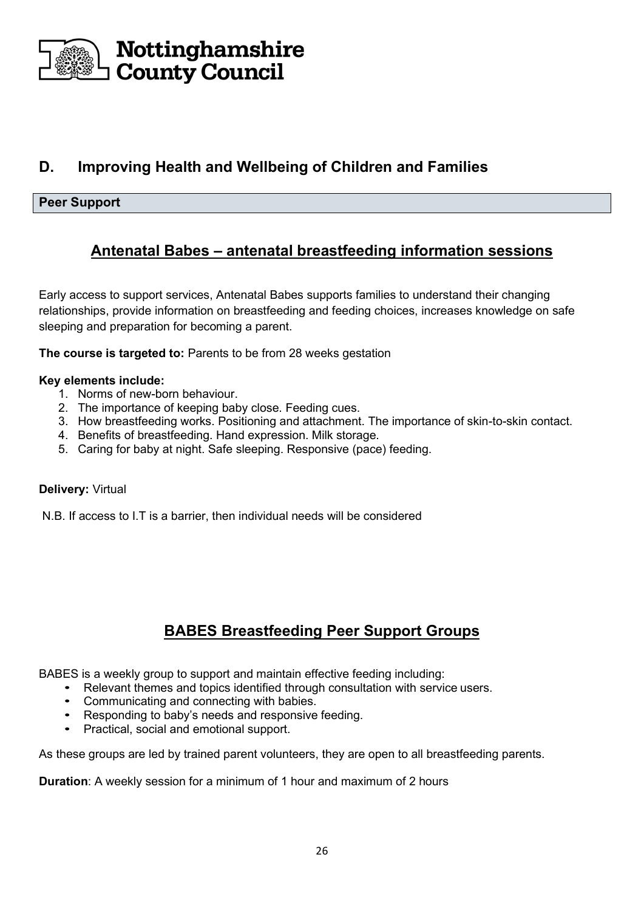# D. Improving Health and Wellbeing of Children and Families

**Peer Support**

## Antenatal Babes – antenatal breastfeeding information sessions

Early access to support services, Antenatal Babes supports families to understand their changing relationships, provide information on breastfeeding and feeding choices, increases knowledge on safe sleeping and preparation for becoming a parent.

**The course is targeted to:** Parents to be from 28 weeks gestation

**Key elements include:**

1. Norms of new-born behaviour.
2. The importance of keeping baby close. Feeding cues.
3. How breastfeeding works. Positioning and attachment. The importance of skin-to-skin contact.
4. Benefits of breastfeeding. Hand expression. Milk storage.
5. Caring for baby at night. Safe sleeping. Responsive (pace) feeding.

**Delivery:** Virtual

N.B. If access to I.T is a barrier, then individual needs will be considered

## BABES Breastfeeding Peer Support Groups

BABES is a weekly group to support and maintain effective feeding including:

- Relevant themes and topics identified through consultation with service users.
- Communicating and connecting with babies.
- Responding to baby's needs and responsive feeding.
- Practical, social and emotional support.

As these groups are led by trained parent volunteers, they are open to all breastfeeding parents.

**Duration**: A weekly session for a minimum of 1 hour and maximum of 2 hours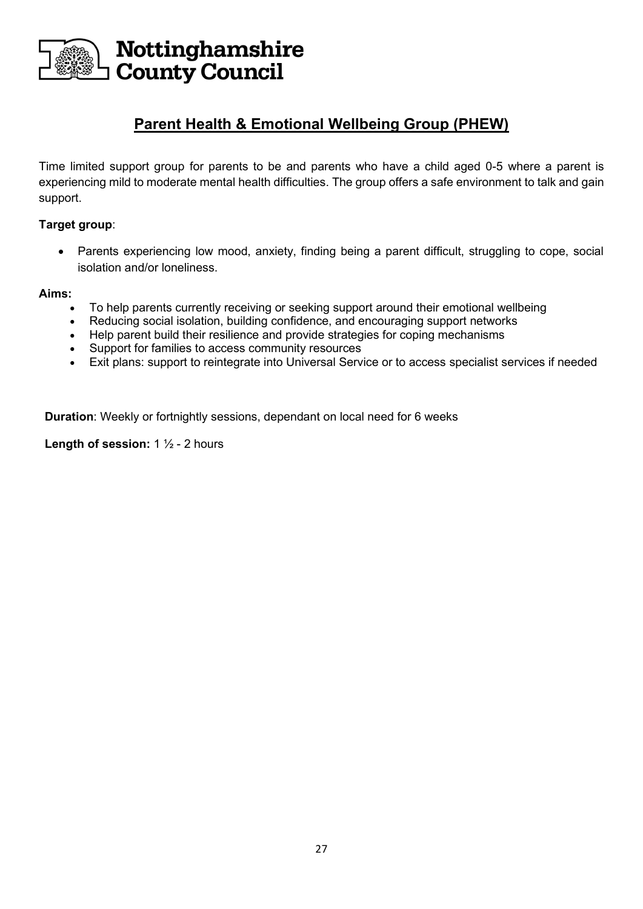Nottinghamshire County Council

## Parent Health & Emotional Wellbeing Group (PHEW)

Time limited support group for parents to be and parents who have a child aged 0-5 where a parent is experiencing mild to moderate mental health difficulties. The group offers a safe environment to talk and gain support.

**Target group**:

- Parents experiencing low mood, anxiety, finding being a parent difficult, struggling to cope, social isolation and/or loneliness.

**Aims:**

- To help parents currently receiving or seeking support around their emotional wellbeing
- Reducing social isolation, building confidence, and encouraging support networks
- Help parent build their resilience and provide strategies for coping mechanisms
- Support for families to access community resources
- Exit plans: support to reintegrate into Universal Service or to access specialist services if needed

**Duration**: Weekly or fortnightly sessions, dependant on local need for 6 weeks

**Length of session:** 1 ½ - 2 hours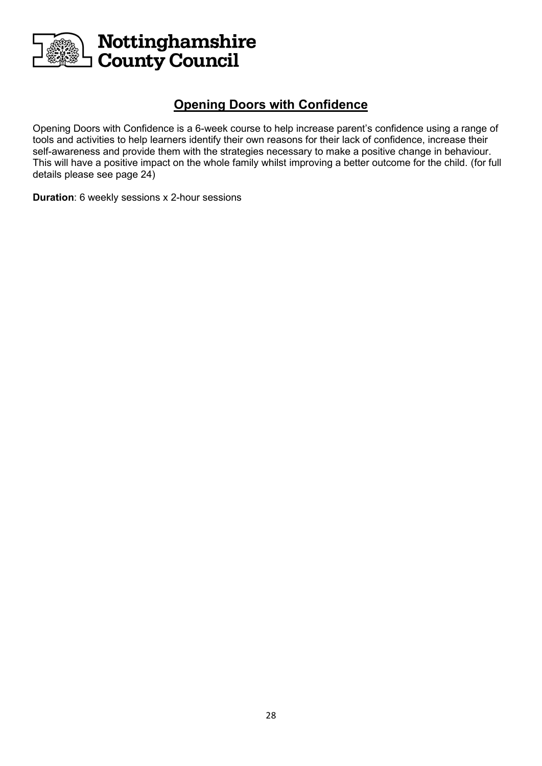## Opening Doors with Confidence

Opening Doors with Confidence is a 6-week course to help increase parent's confidence using a range of tools and activities to help learners identify their own reasons for their lack of confidence, increase their self-awareness and provide them with the strategies necessary to make a positive change in behaviour. This will have a positive impact on the whole family whilst improving a better outcome for the child. (for full details please see page 24)

**Duration**: 6 weekly sessions x 2-hour sessions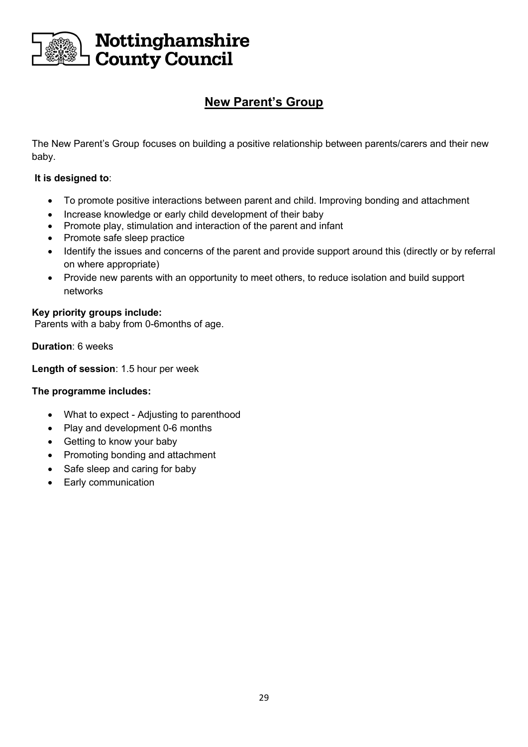Nottinghamshire County Council

# New Parent's Group

The New Parent's Group focuses on building a positive relationship between parents/carers and their new baby.

**It is designed to**:

- To promote positive interactions between parent and child. Improving bonding and attachment
- Increase knowledge or early child development of their baby
- Promote play, stimulation and interaction of the parent and infant
- Promote safe sleep practice
- Identify the issues and concerns of the parent and provide support around this (directly or by referral on where appropriate)
- Provide new parents with an opportunity to meet others, to reduce isolation and build support networks

**Key priority groups include:**
Parents with a baby from 0-6months of age.

**Duration**: 6 weeks

**Length of session**: 1.5 hour per week

**The programme includes:**

- What to expect - Adjusting to parenthood
- Play and development 0-6 months
- Getting to know your baby
- Promoting bonding and attachment
- Safe sleep and caring for baby
- Early communication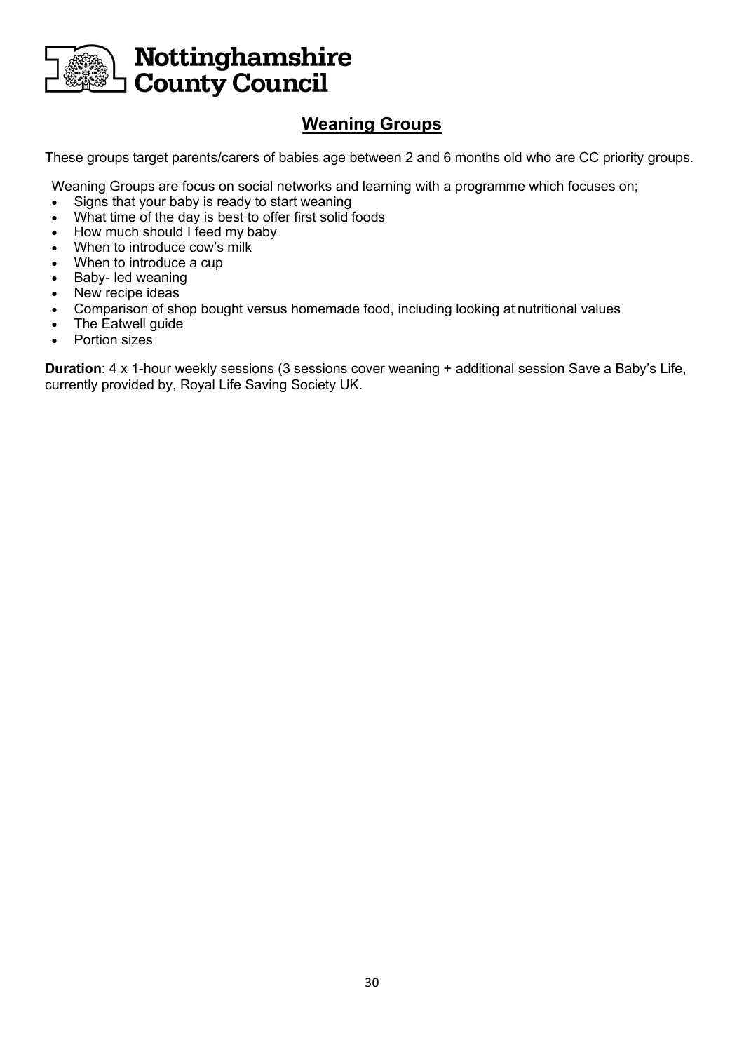Nottinghamshire County Council

## Weaning Groups

These groups target parents/carers of babies age between 2 and 6 months old who are CC priority groups.

Weaning Groups are focus on social networks and learning with a programme which focuses on;

- Signs that your baby is ready to start weaning
- What time of the day is best to offer first solid foods
- How much should I feed my baby
- When to introduce cow's milk
- When to introduce a cup
- Baby- led weaning
- New recipe ideas
- Comparison of shop bought versus homemade food, including looking at nutritional values
- The Eatwell guide
- Portion sizes

**Duration**: 4 x 1-hour weekly sessions (3 sessions cover weaning + additional session Save a Baby's Life, currently provided by, Royal Life Saving Society UK.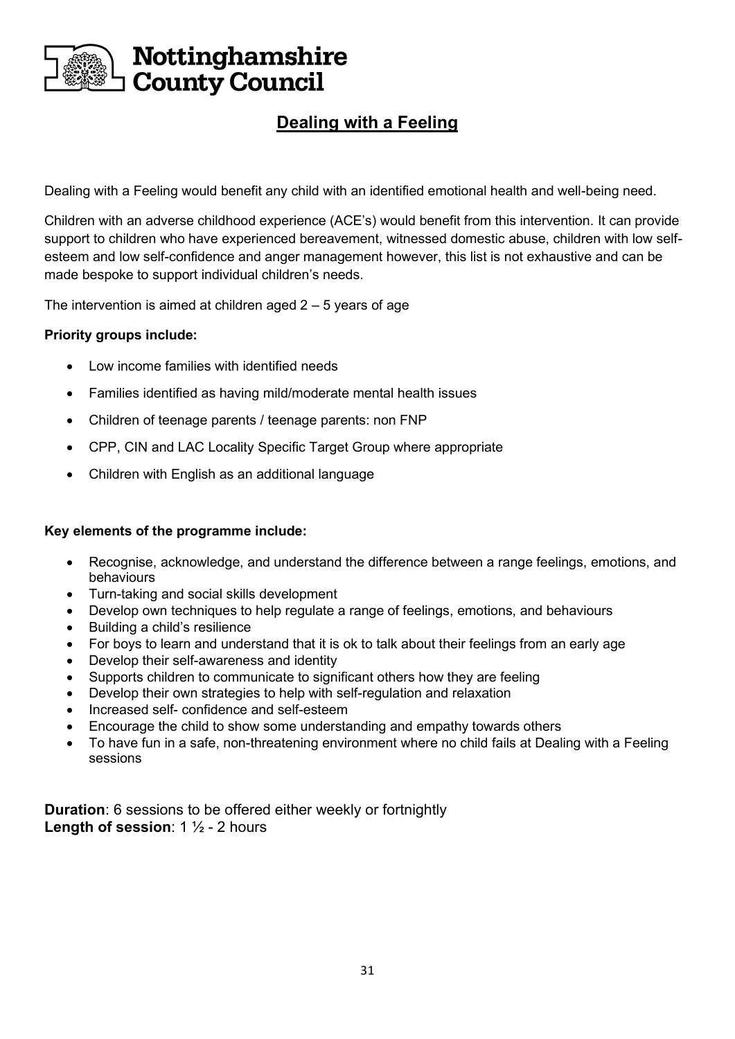Nottinghamshire County Council

# Dealing with a Feeling

Dealing with a Feeling would benefit any child with an identified emotional health and well-being need.

Children with an adverse childhood experience (ACE's) would benefit from this intervention. It can provide support to children who have experienced bereavement, witnessed domestic abuse, children with low self-esteem and low self-confidence and anger management however, this list is not exhaustive and can be made bespoke to support individual children's needs.

The intervention is aimed at children aged 2 – 5 years of age

**Priority groups include:**

- Low income families with identified needs
- Families identified as having mild/moderate mental health issues
- Children of teenage parents / teenage parents: non FNP
- CPP, CIN and LAC Locality Specific Target Group where appropriate
- Children with English as an additional language

**Key elements of the programme include:**

- Recognise, acknowledge, and understand the difference between a range feelings, emotions, and behaviours
- Turn-taking and social skills development
- Develop own techniques to help regulate a range of feelings, emotions, and behaviours
- Building a child's resilience
- For boys to learn and understand that it is ok to talk about their feelings from an early age
- Develop their self-awareness and identity
- Supports children to communicate to significant others how they are feeling
- Develop their own strategies to help with self-regulation and relaxation
- Increased self- confidence and self-esteem
- Encourage the child to show some understanding and empathy towards others
- To have fun in a safe, non-threatening environment where no child fails at Dealing with a Feeling sessions

**Duration**: 6 sessions to be offered either weekly or fortnightly
**Length of session**: 1 ½ - 2 hours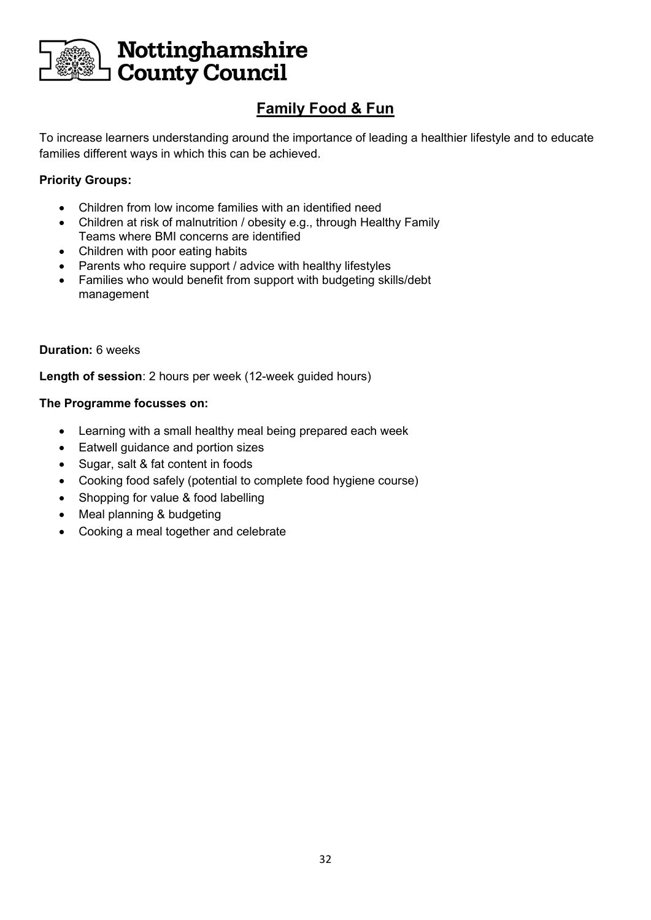Nottinghamshire County Council

## Family Food & Fun

To increase learners understanding around the importance of leading a healthier lifestyle and to educate families different ways in which this can be achieved.

**Priority Groups:**

- Children from low income families with an identified need
- Children at risk of malnutrition / obesity e.g., through Healthy Family Teams where BMI concerns are identified
- Children with poor eating habits
- Parents who require support / advice with healthy lifestyles
- Families who would benefit from support with budgeting skills/debt management

**Duration:** 6 weeks

**Length of session**: 2 hours per week (12-week guided hours)

**The Programme focusses on:**

- Learning with a small healthy meal being prepared each week
- Eatwell guidance and portion sizes
- Sugar, salt & fat content in foods
- Cooking food safely (potential to complete food hygiene course)
- Shopping for value & food labelling
- Meal planning & budgeting
- Cooking a meal together and celebrate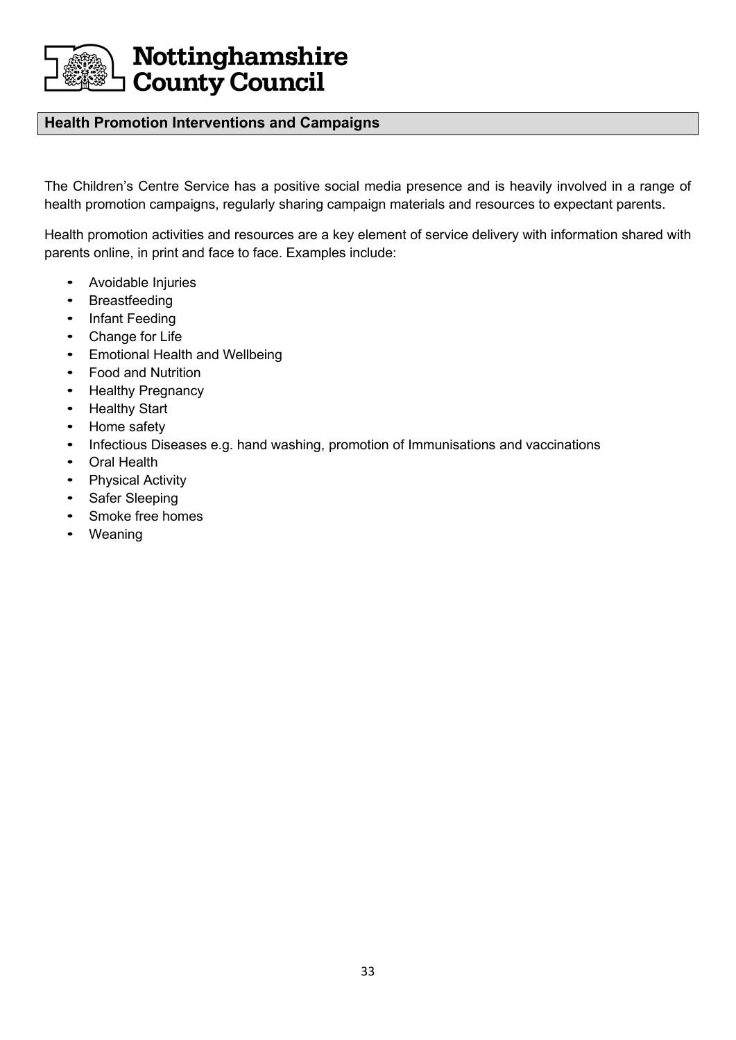## Health Promotion Interventions and Campaigns

The Children's Centre Service has a positive social media presence and is heavily involved in a range of health promotion campaigns, regularly sharing campaign materials and resources to expectant parents.

Health promotion activities and resources are a key element of service delivery with information shared with parents online, in print and face to face. Examples include:

- Avoidable Injuries
- Breastfeeding
- Infant Feeding
- Change for Life
- Emotional Health and Wellbeing
- Food and Nutrition
- Healthy Pregnancy
- Healthy Start
- Home safety
- Infectious Diseases e.g. hand washing, promotion of Immunisations and vaccinations
- Oral Health
- Physical Activity
- Safer Sleeping
- Smoke free homes
- Weaning